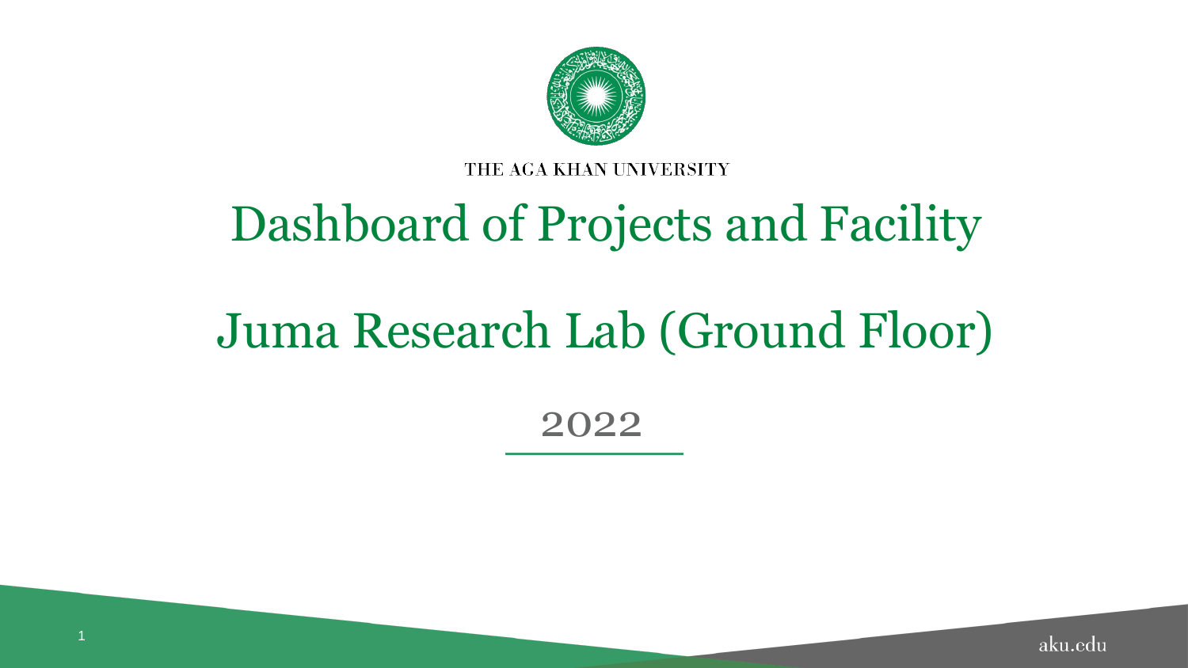THE AGA KHAN UNIVERSITY

# Dashboard of Projects and Facility

# Juma Research Lab (Ground Floor)

2022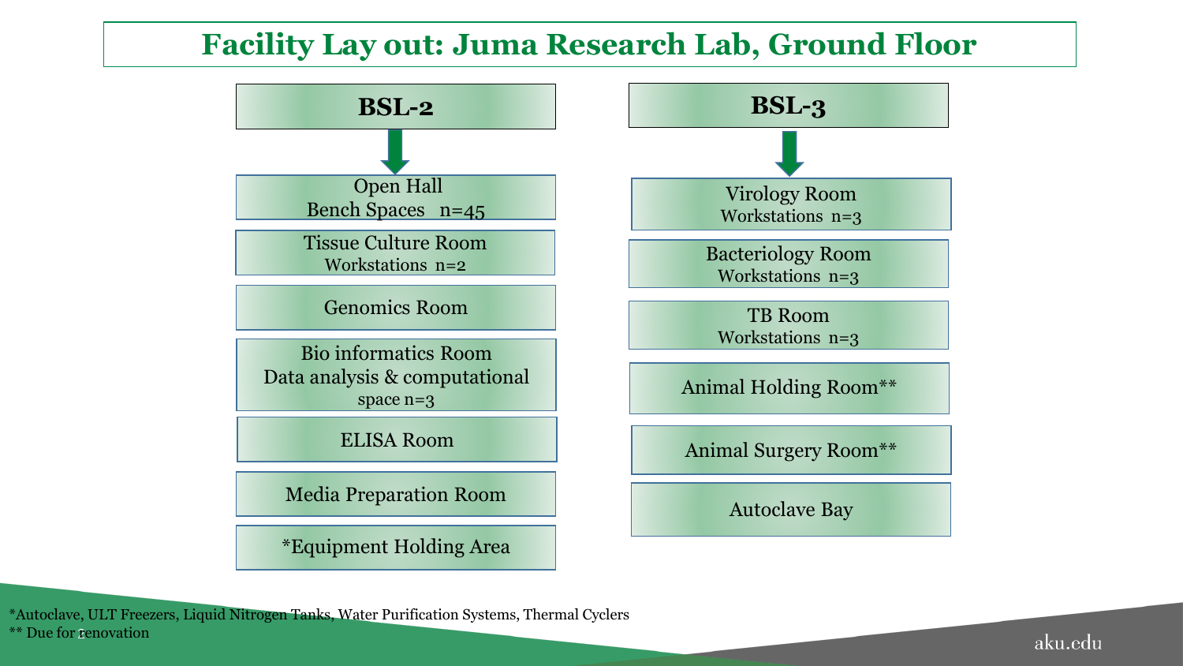# Facility Lay out: Juma Research Lab, Ground Floor

## BSL-2

- Open Hall
  Bench Spaces n=45
- Tissue Culture Room
  Workstations n=2
- Genomics Room
- Bio informatics Room
  Data analysis & computational space n=3
- ELISA Room
- Media Preparation Room
- *Equipment Holding Area

## BSL-3

- Virology Room
  Workstations n=3
- Bacteriology Room
  Workstations n=3
- TB Room
  Workstations n=3
- Animal Holding Room**
- Animal Surgery Room**
- Autoclave Bay

*Autoclave, ULT Freezers, Liquid Nitrogen Tanks, Water Purification Systems, Thermal Cyclers
** Due for renovation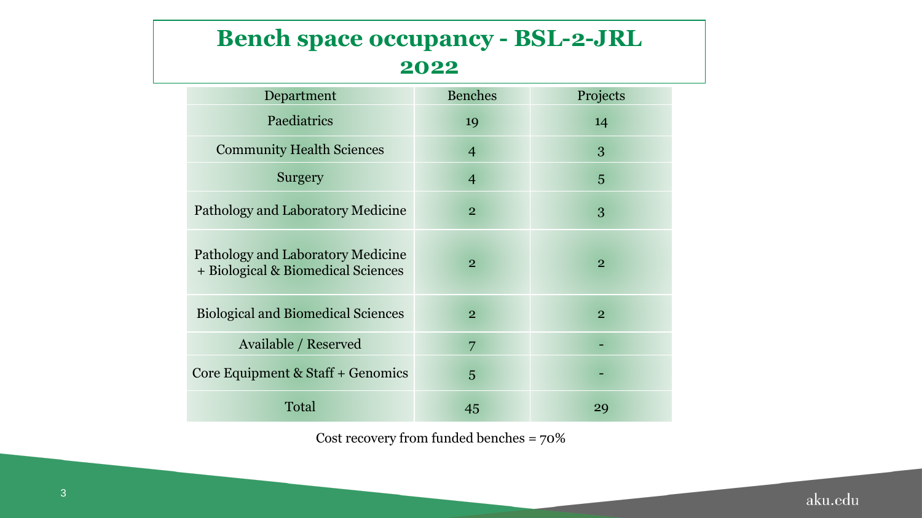# Bench space occupancy - BSL-2-JRL 2022

| Department | Benches | Projects |
|---|---|---|
| Paediatrics | 19 | 14 |
| Community Health Sciences | 4 | 3 |
| Surgery | 4 | 5 |
| Pathology and Laboratory Medicine | 2 | 3 |
| Pathology and Laboratory Medicine + Biological & Biomedical Sciences | 2 | 2 |
| Biological and Biomedical Sciences | 2 | 2 |
| Available / Reserved | 7 | - |
| Core Equipment & Staff + Genomics | 5 | - |
| Total | 45 | 29 |

Cost recovery from funded benches = 70%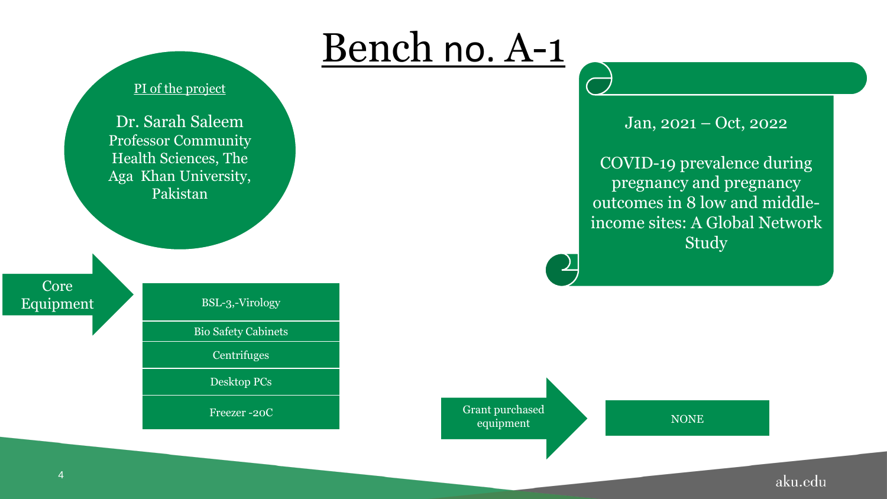# Bench no. A-1

PI of the project

Dr. Sarah Saleem
Professor Community Health Sciences, The Aga Khan University, Pakistan

Jan, 2021 – Oct, 2022

COVID-19 prevalence during pregnancy and pregnancy outcomes in 8 low and middle-income sites: A Global Network Study

Core Equipment

- BSL-3,-Virology
- Bio Safety Cabinets
- Centrifuges
- Desktop PCs
- Freezer -20C

Grant purchased equipment

- NONE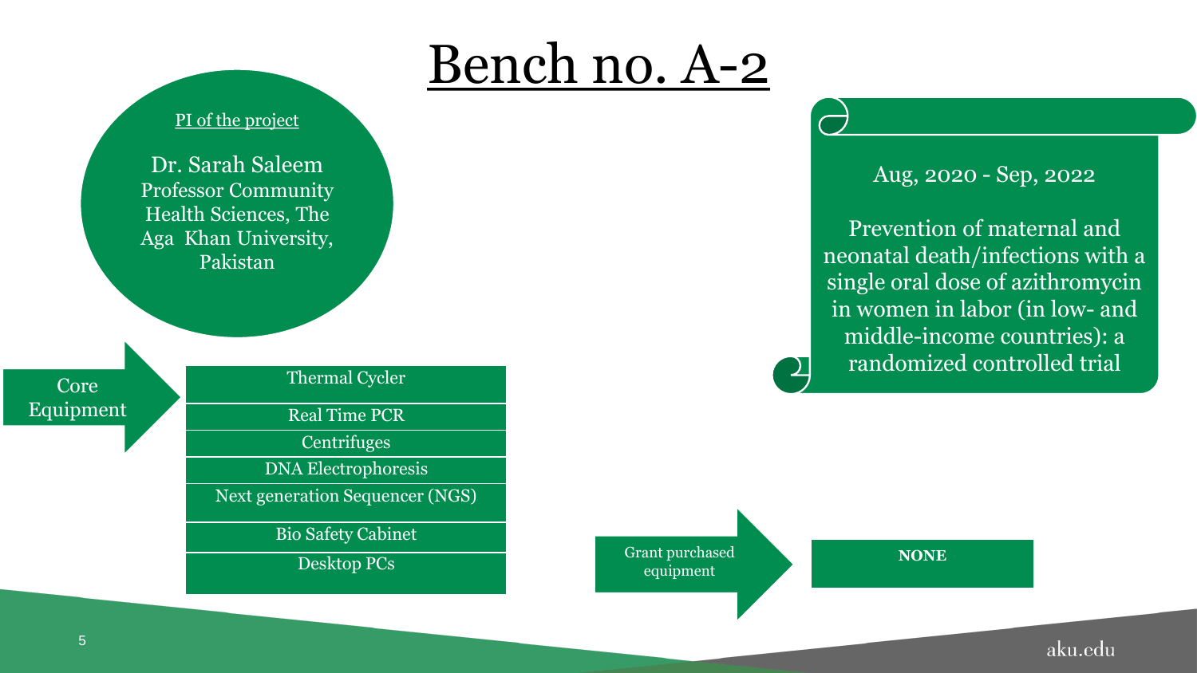# Bench no. A-2

PI of the project

Dr. Sarah Saleem
Professor Community Health Sciences, The Aga Khan University, Pakistan

Aug, 2020 - Sep, 2022

Prevention of maternal and neonatal death/infections with a single oral dose of azithromycin in women in labor (in low- and middle-income countries): a randomized controlled trial

Core Equipment

- Thermal Cycler
- Real Time PCR
- Centrifuges
- DNA Electrophoresis
- Next generation Sequencer (NGS)
- Bio Safety Cabinet
- Desktop PCs

Grant purchased equipment

**NONE**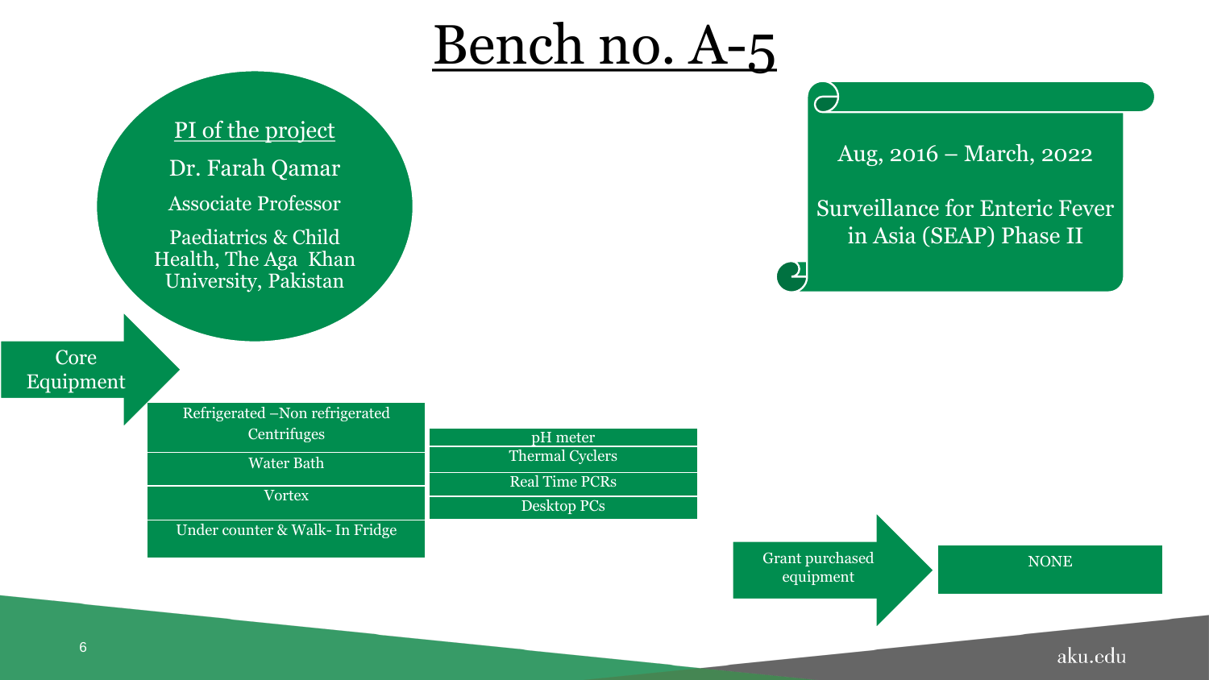# Bench no. A-5

**PI of the project**

Dr. Farah Qamar

Associate Professor

Paediatrics & Child Health, The Aga Khan University, Pakistan

Aug, 2016 – March, 2022

Surveillance for Enteric Fever in Asia (SEAP) Phase II

**Core Equipment**

- Refrigerated –Non refrigerated Centrifuges
- Water Bath
- Vortex
- Under counter & Walk- In Fridge
- pH meter
- Thermal Cyclers
- Real Time PCRs
- Desktop PCs

**Grant purchased equipment**

NONE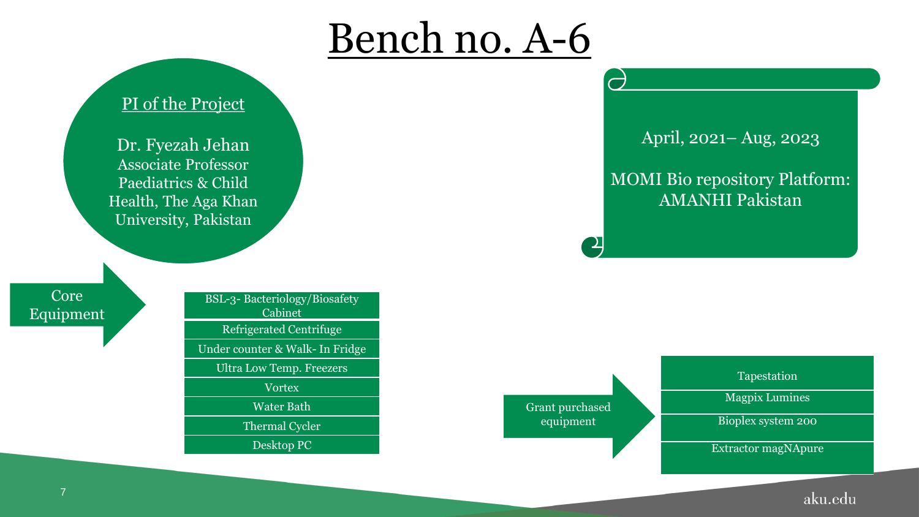# Bench no. A-6

**PI of the Project**

Dr. Fyezah Jehan
Associate Professor
Paediatrics & Child Health, The Aga Khan University, Pakistan

April, 2021– Aug, 2023

MOMI Bio repository Platform: AMANHI Pakistan

**Core Equipment**

- BSL-3- Bacteriology/Biosafety Cabinet
- Refrigerated Centrifuge
- Under counter & Walk- In Fridge
- Ultra Low Temp. Freezers
- Vortex
- Water Bath
- Thermal Cycler
- Desktop PC

**Grant purchased equipment**

- Tapestation
- Magpix Lumines
- Bioplex system 200
- Extractor magNApure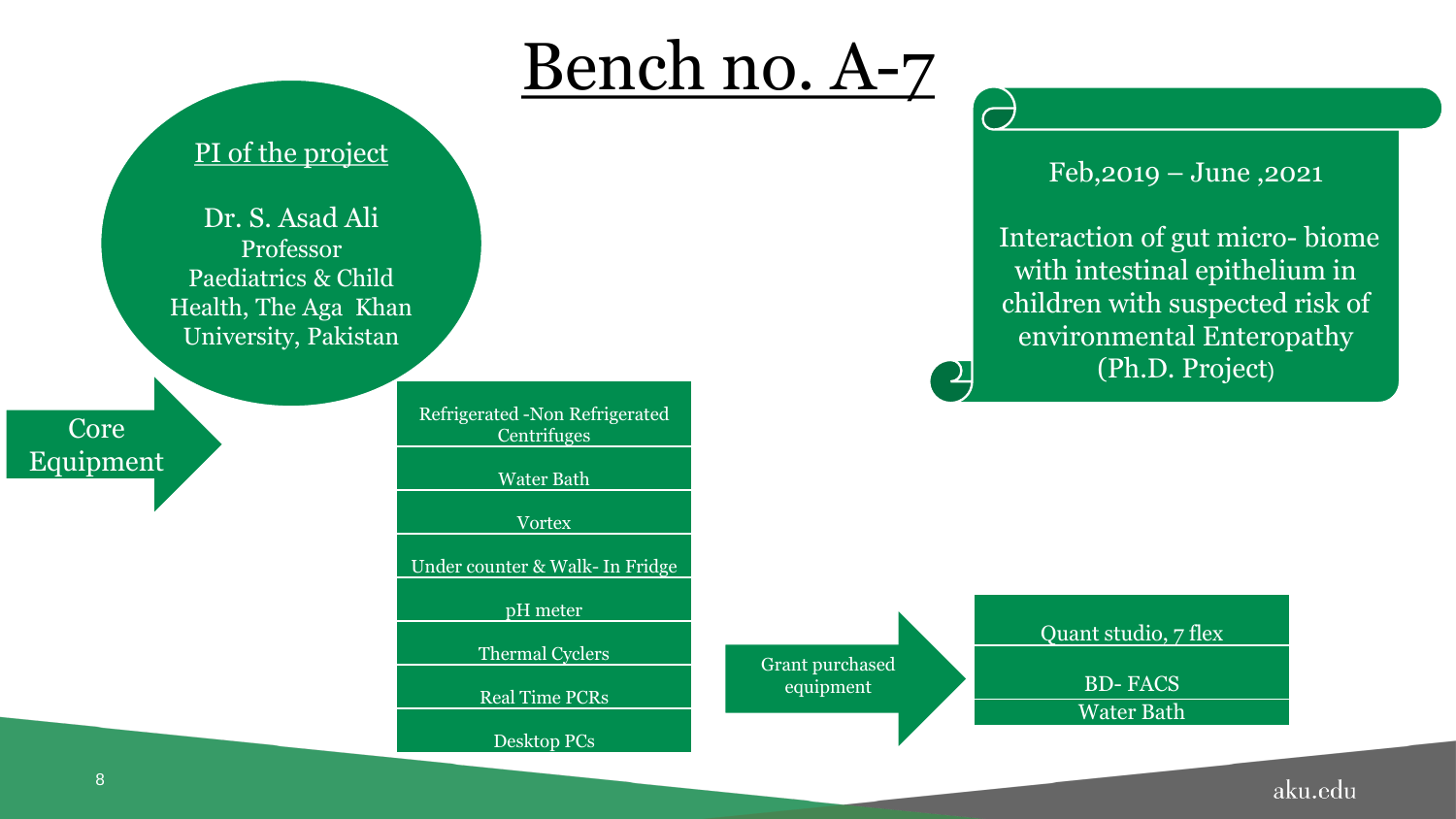# Bench no. A-7

**PI of the project**

Dr. S. Asad Ali
Professor
Paediatrics & Child Health, The Aga Khan University, Pakistan

Feb,2019 – June ,2021

Interaction of gut micro- biome with intestinal epithelium in children with suspected risk of environmental Enteropathy (Ph.D. Project)

**Core Equipment**

- Refrigerated -Non Refrigerated Centrifuges
- Water Bath
- Vortex
- Under counter & Walk- In Fridge
- pH meter
- Thermal Cyclers
- Real Time PCRs
- Desktop PCs

**Grant purchased equipment**

- Quant studio, 7 flex
- BD- FACS
- Water Bath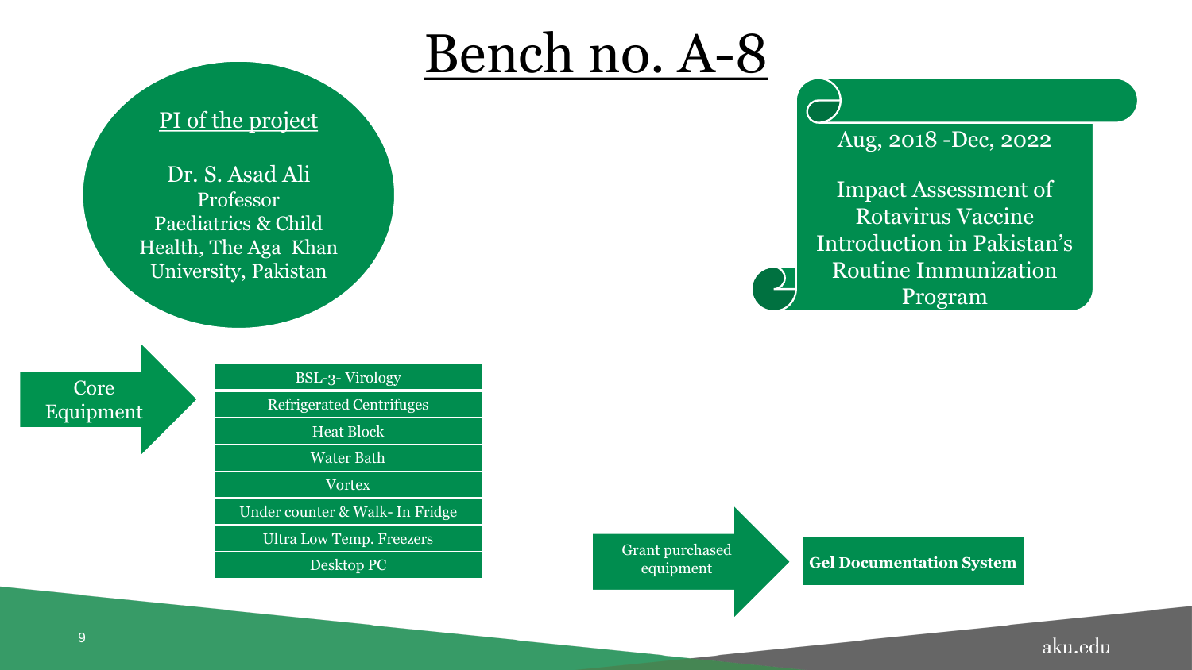# Bench no. A-8

**PI of the project**

Dr. S. Asad Ali
Professor
Paediatrics & Child Health, The Aga Khan University, Pakistan

Aug, 2018 -Dec, 2022

Impact Assessment of Rotavirus Vaccine Introduction in Pakistan's Routine Immunization Program

**Core Equipment**

- BSL-3- Virology
- Refrigerated Centrifuges
- Heat Block
- Water Bath
- Vortex
- Under counter & Walk- In Fridge
- Ultra Low Temp. Freezers
- Desktop PC

**Grant purchased equipment**

- **Gel Documentation System**

aku.edu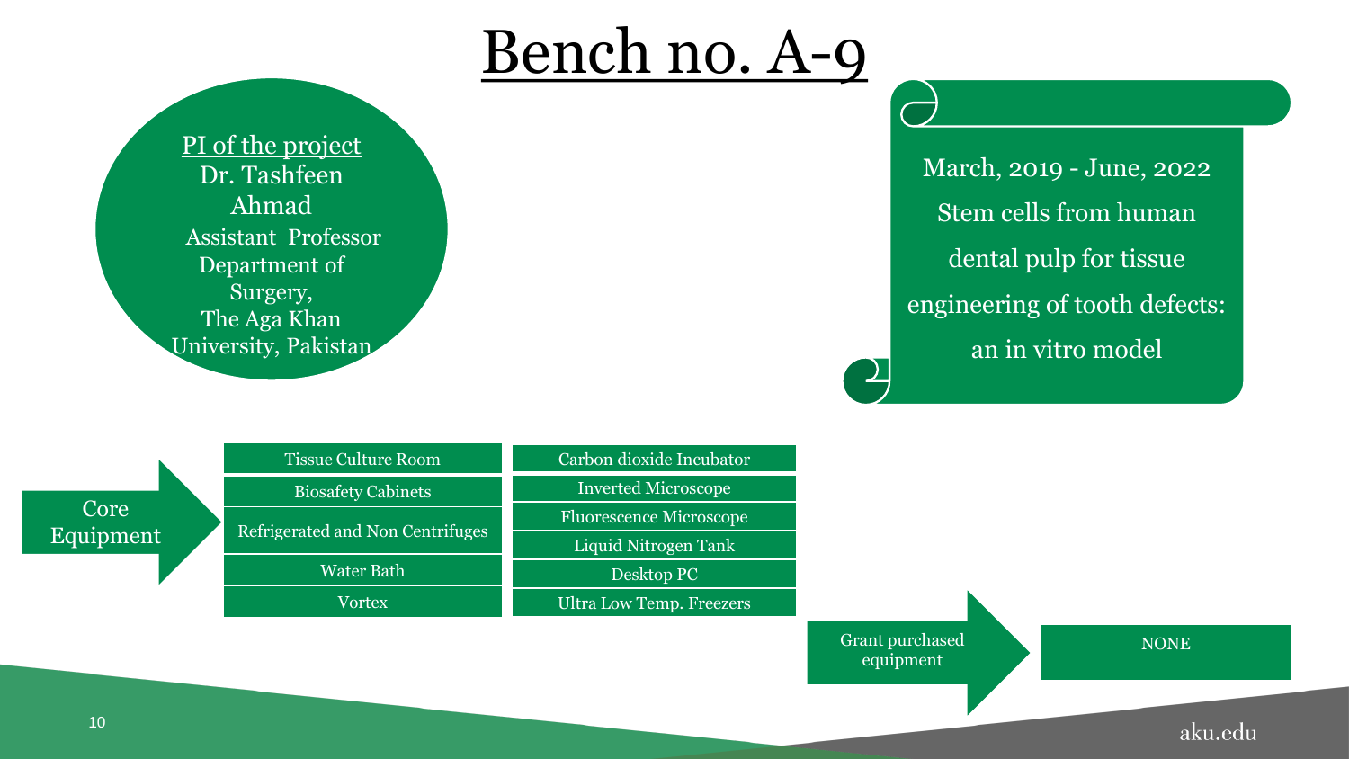# Bench no. A-9

**PI of the project**
Dr. Tashfeen Ahmad
Assistant Professor
Department of Surgery,
The Aga Khan University, Pakistan

March, 2019 - June, 2022
Stem cells from human dental pulp for tissue engineering of tooth defects: an in vitro model

**Core Equipment**

| | |
|---|---|
| Tissue Culture Room | Carbon dioxide Incubator |
| Biosafety Cabinets | Inverted Microscope |
| Refrigerated and Non Centrifuges | Fluorescence Microscope |
| | Liquid Nitrogen Tank |
| Water Bath | Desktop PC |
| Vortex | Ultra Low Temp. Freezers |

**Grant purchased equipment**: NONE

aku.edu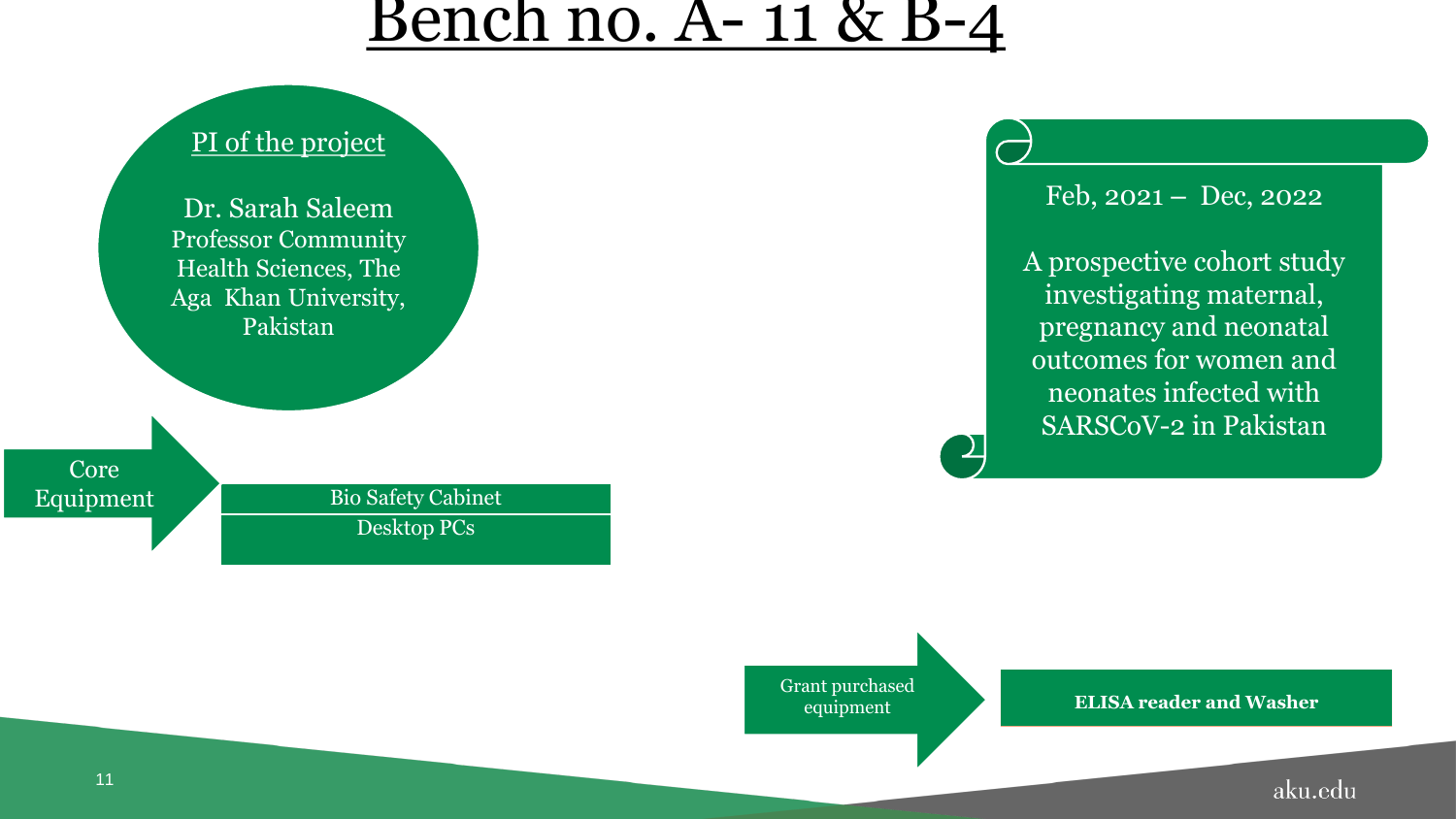# Bench no. A- 11 & B-4

PI of the project

Dr. Sarah Saleem
Professor Community Health Sciences, The Aga Khan University, Pakistan

Core Equipment

- Bio Safety Cabinet
- Desktop PCs

Feb, 2021 – Dec, 2022

A prospective cohort study investigating maternal, pregnancy and neonatal outcomes for women and neonates infected with SARSCoV-2 in Pakistan

Grant purchased equipment

- **ELISA reader and Washer**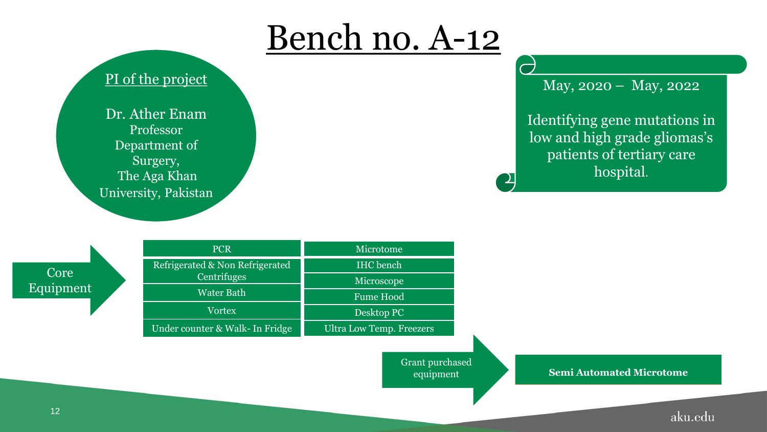# Bench no. A-12

**PI of the project**

Dr. Ather Enam
Professor
Department of Surgery,
The Aga Khan University, Pakistan

May, 2020 – May, 2022

Identifying gene mutations in low and high grade gliomas's patients of tertiary care hospital.

**Core Equipment**

| | |
|---|---|
| PCR | Microtome |
| Refrigerated & Non Refrigerated Centrifuges | IHC bench |
| | Microscope |
| Water Bath | Fume Hood |
| Vortex | Desktop PC |
| Under counter & Walk- In Fridge | Ultra Low Temp. Freezers |

**Grant purchased equipment**

**Semi Automated Microtome**

aku.edu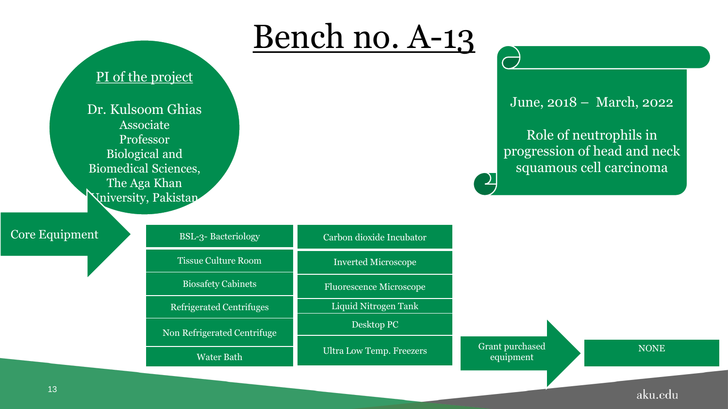# Bench no. A-13

**PI of the project**

Dr. Kulsoom Ghias
Associate Professor
Biological and Biomedical Sciences,
The Aga Khan University, Pakistan

June, 2018 – March, 2022

Role of neutrophils in progression of head and neck squamous cell carcinoma

**Core Equipment**

- BSL-3- Bacteriology
- Tissue Culture Room
- Biosafety Cabinets
- Refrigerated Centrifuges
- Non Refrigerated Centrifuge
- Water Bath
- Carbon dioxide Incubator
- Inverted Microscope
- Fluorescence Microscope
- Liquid Nitrogen Tank
- Desktop PC
- Ultra Low Temp. Freezers

**Grant purchased equipment**: NONE

aku.edu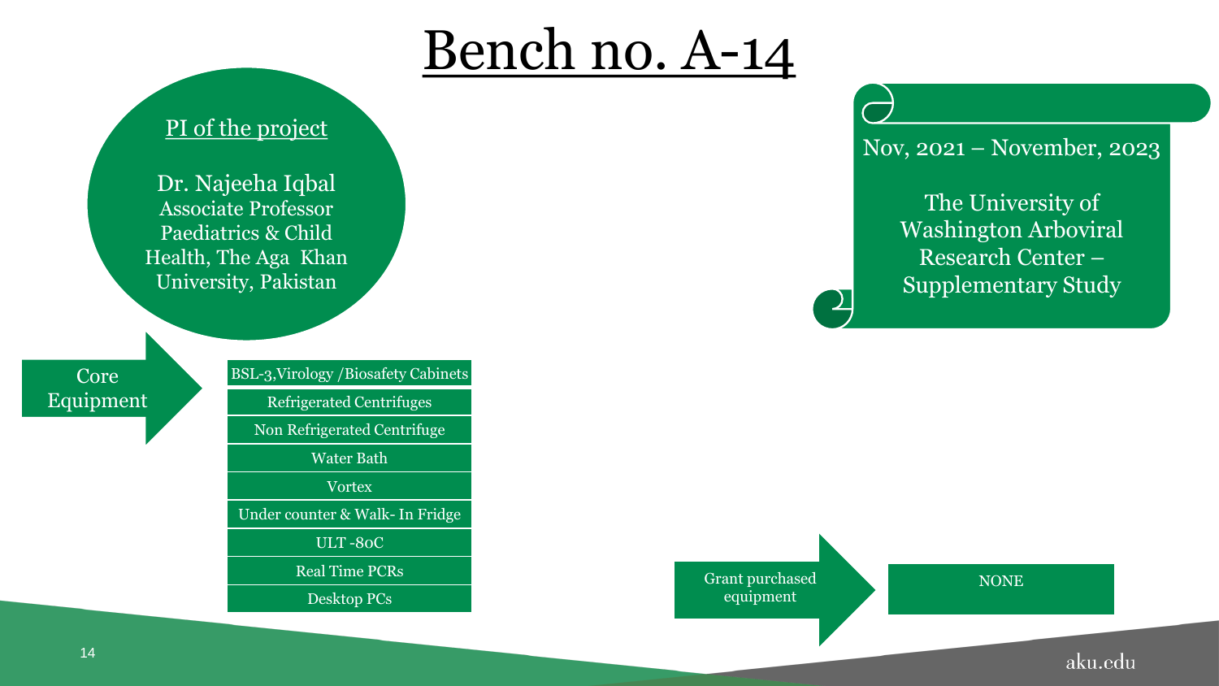# Bench no. A-14

**PI of the project**

Dr. Najeeha Iqbal
Associate Professor
Paediatrics & Child Health, The Aga Khan University, Pakistan

Nov, 2021 – November, 2023

The University of Washington Arboviral Research Center – Supplementary Study

**Core Equipment**

- BSL-3,Virology /Biosafety Cabinets
- Refrigerated Centrifuges
- Non Refrigerated Centrifuge
- Water Bath
- Vortex
- Under counter & Walk- In Fridge
- ULT -80C
- Real Time PCRs
- Desktop PCs

**Grant purchased equipment**

NONE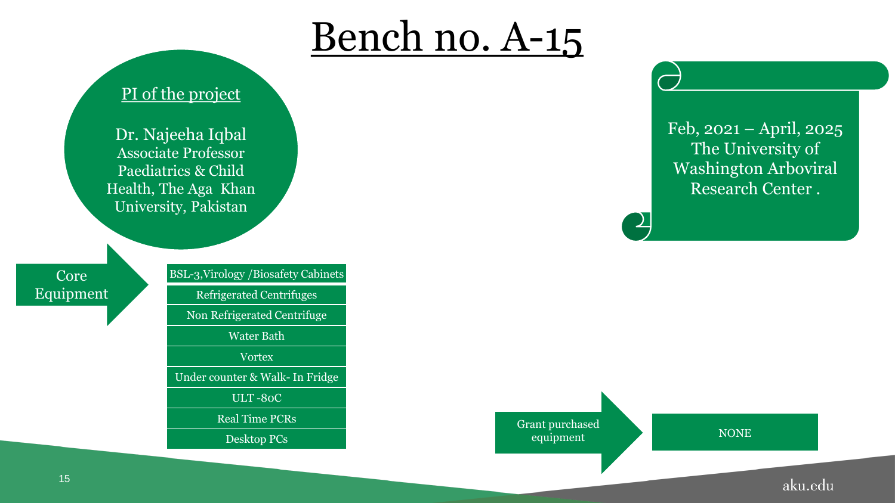# Bench no. A-15

**PI of the project**

Dr. Najeeha Iqbal
Associate Professor
Paediatrics & Child Health, The Aga Khan University, Pakistan

Feb, 2021 – April, 2025
The University of Washington Arboviral Research Center .

**Core Equipment**

- BSL-3,Virology /Biosafety Cabinets
- Refrigerated Centrifuges
- Non Refrigerated Centrifuge
- Water Bath
- Vortex
- Under counter & Walk- In Fridge
- ULT -80C
- Real Time PCRs
- Desktop PCs

**Grant purchased equipment**

NONE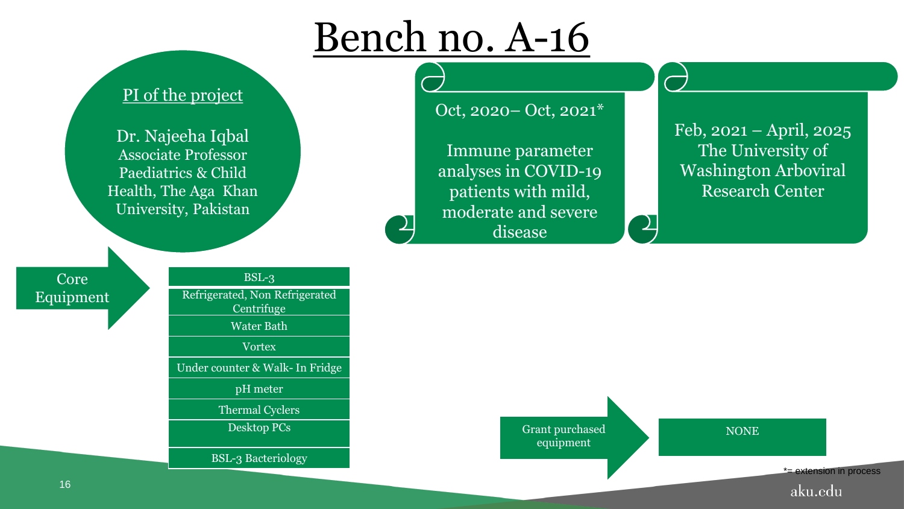# Bench no. A-16

**PI of the project**

Dr. Najeeha Iqbal
Associate Professor
Paediatrics & Child Health, The Aga Khan University, Pakistan

Oct, 2020– Oct, 2021*

Immune parameter analyses in COVID-19 patients with mild, moderate and severe disease

Feb, 2021 – April, 2025
The University of Washington Arboviral Research Center

**Core Equipment**

- BSL-3
- Refrigerated, Non Refrigerated Centrifuge
- Water Bath
- Vortex
- Under counter & Walk- In Fridge
- pH meter
- Thermal Cyclers
- Desktop PCs
- BSL-3 Bacteriology

**Grant purchased equipment**

- NONE

*= extension in process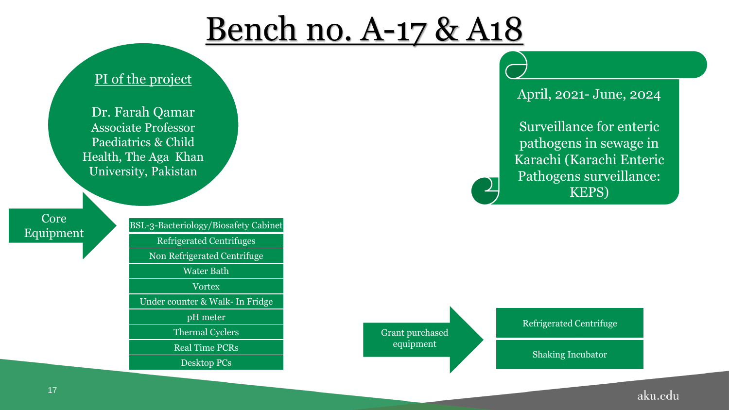# Bench no. A-17 & A18

**PI of the project**

Dr. Farah Qamar
Associate Professor
Paediatrics & Child Health, The Aga Khan University, Pakistan

April, 2021- June, 2024

Surveillance for enteric pathogens in sewage in Karachi (Karachi Enteric Pathogens surveillance: KEPS)

**Core Equipment**

- BSL-3-Bacteriology/Biosafety Cabinet
- Refrigerated Centrifuges
- Non Refrigerated Centrifuge
- Water Bath
- Vortex
- Under counter & Walk- In Fridge
- pH meter
- Thermal Cyclers
- Real Time PCRs
- Desktop PCs

**Grant purchased equipment**

- Refrigerated Centrifuge
- Shaking Incubator

aku.edu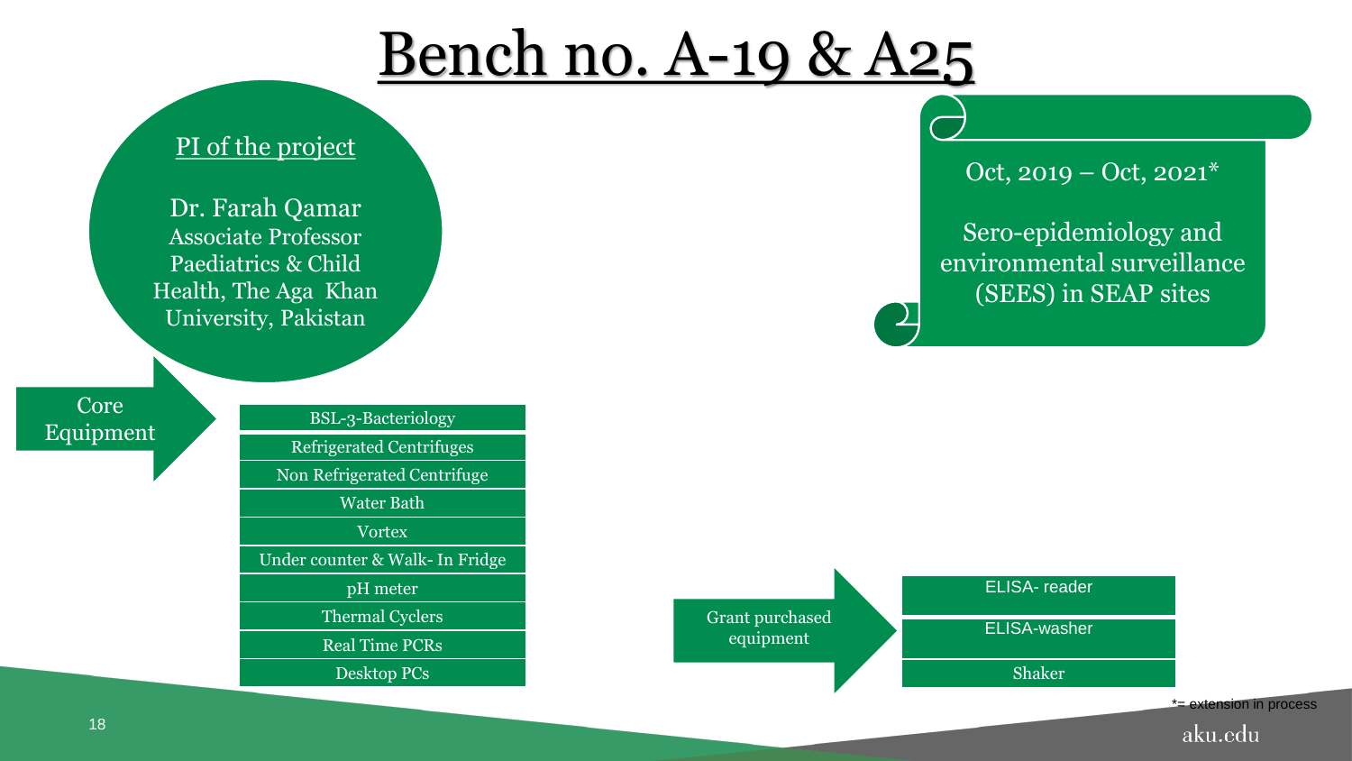# Bench no. A-19 & A25

**PI of the project**

Dr. Farah Qamar
Associate Professor
Paediatrics & Child Health, The Aga Khan University, Pakistan

Oct, 2019 – Oct, 2021*

Sero-epidemiology and environmental surveillance (SEES) in SEAP sites

**Core Equipment**

- BSL-3-Bacteriology
- Refrigerated Centrifuges
- Non Refrigerated Centrifuge
- Water Bath
- Vortex
- Under counter & Walk- In Fridge
- pH meter
- Thermal Cyclers
- Real Time PCRs
- Desktop PCs

**Grant purchased equipment**

- ELISA- reader
- ELISA-washer
- Shaker

*= extension in process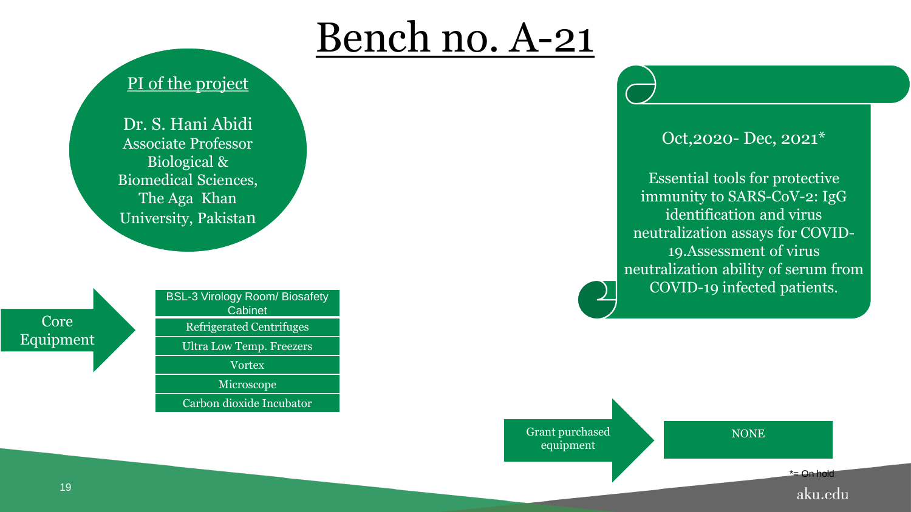# Bench no. A-21

**PI of the project**

Dr. S. Hani Abidi
Associate Professor
Biological & Biomedical Sciences,
The Aga Khan University, Pakistan

Oct,2020- Dec, 2021*

Essential tools for protective immunity to SARS-CoV-2: IgG identification and virus neutralization assays for COVID-19.Assessment of virus neutralization ability of serum from COVID-19 infected patients.

**Core Equipment**

- BSL-3 Virology Room/ Biosafety Cabinet
- Refrigerated Centrifuges
- Ultra Low Temp. Freezers
- Vortex
- Microscope
- Carbon dioxide Incubator

**Grant purchased equipment**

NONE

*= On hold

aku.edu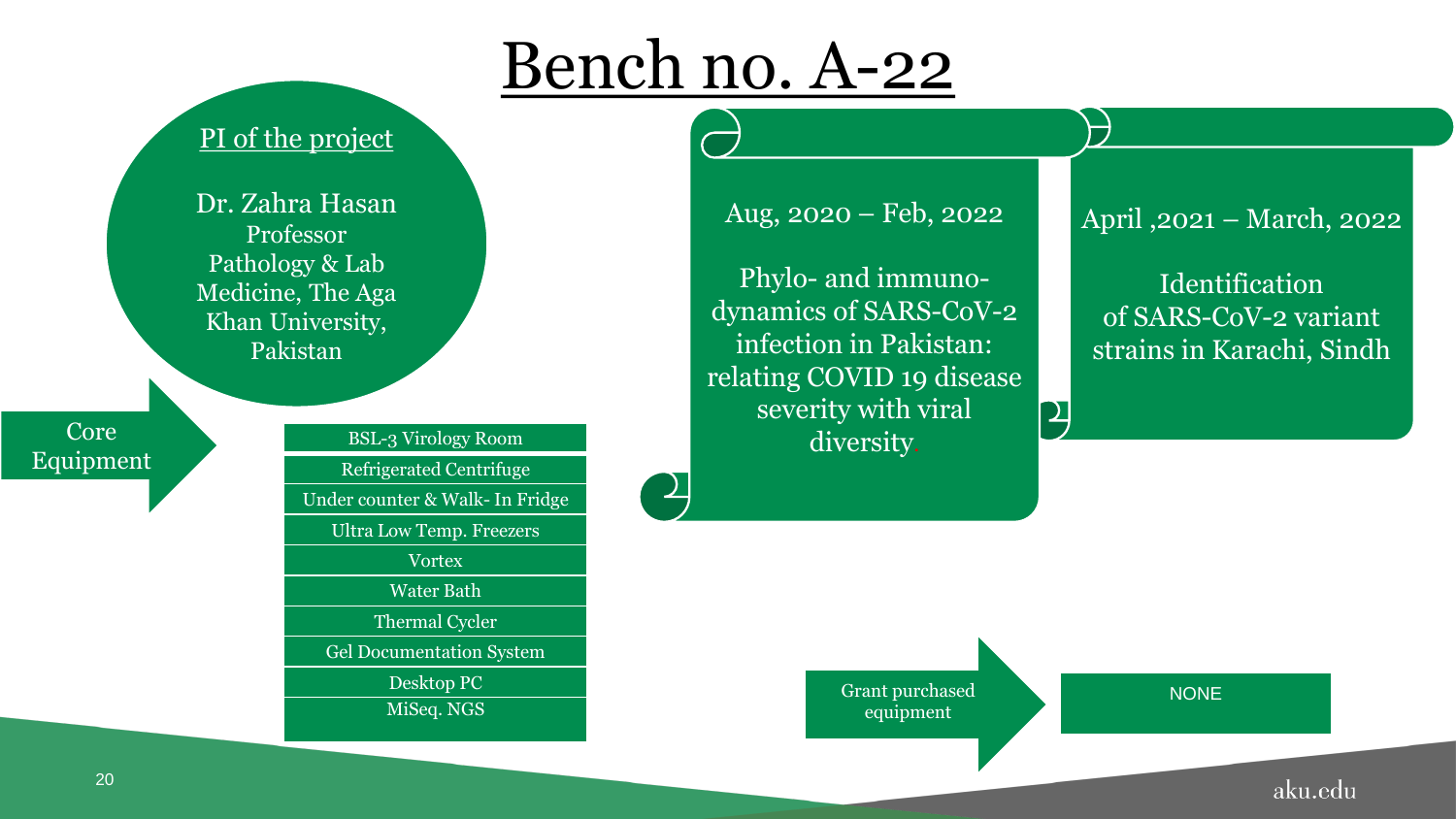# Bench no. A-22

PI of the project

Dr. Zahra Hasan
Professor
Pathology & Lab Medicine, The Aga Khan University, Pakistan

Aug, 2020 – Feb, 2022

Phylo- and immuno-dynamics of SARS-CoV-2 infection in Pakistan: relating COVID 19 disease severity with viral diversity.

April ,2021 – March, 2022

Identification of SARS-CoV-2 variant strains in Karachi, Sindh

Core Equipment

- BSL-3 Virology Room
- Refrigerated Centrifuge
- Under counter & Walk- In Fridge
- Ultra Low Temp. Freezers
- Vortex
- Water Bath
- Thermal Cycler
- Gel Documentation System
- Desktop PC
- MiSeq. NGS

Grant purchased equipment

NONE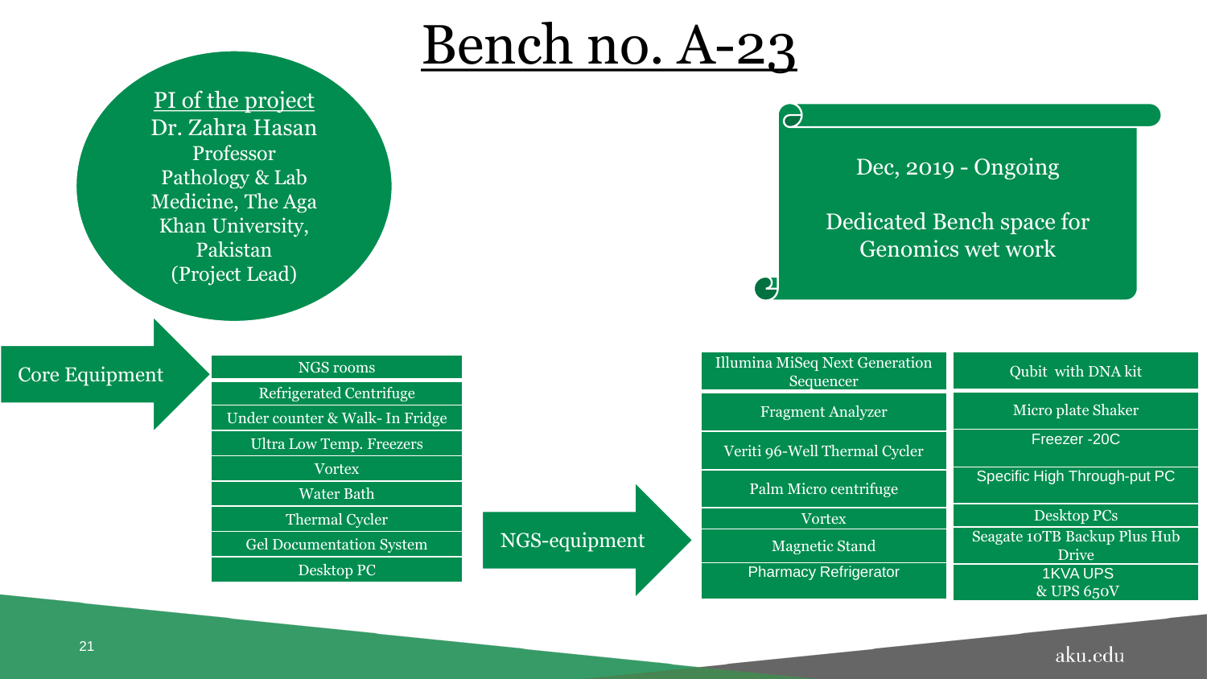# Bench no. A-23

**PI of the project**
Dr. Zahra Hasan
Professor
Pathology & Lab Medicine, The Aga Khan University, Pakistan
(Project Lead)

Dec, 2019 - Ongoing

Dedicated Bench space for Genomics wet work

## Core Equipment

- NGS rooms
- Refrigerated Centrifuge
- Under counter & Walk- In Fridge
- Ultra Low Temp. Freezers
- Vortex
- Water Bath
- Thermal Cycler
- Gel Documentation System
- Desktop PC

## NGS-equipment

- Illumina MiSeq Next Generation Sequencer
- Fragment Analyzer
- Veriti 96-Well Thermal Cycler
- Palm Micro centrifuge
- Vortex
- Magnetic Stand
- Pharmacy Refrigerator
- Qubit with DNA kit
- Micro plate Shaker
- Freezer -20C
- Specific High Through-put PC
- Desktop PCs
- Seagate 10TB Backup Plus Hub Drive
- 1KVA UPS & UPS 650V

aku.edu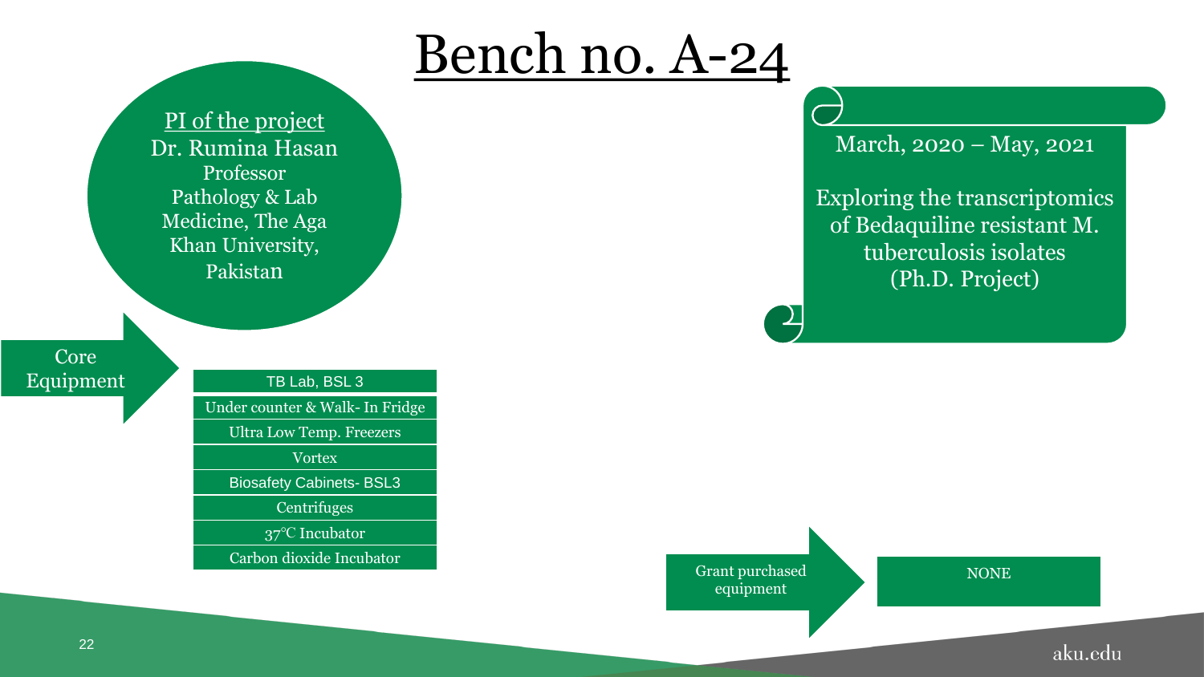# Bench no. A-24

**PI of the project**
Dr. Rumina Hasan
Professor
Pathology & Lab Medicine, The Aga Khan University, Pakistan

March, 2020 – May, 2021

Exploring the transcriptomics of Bedaquiline resistant M. tuberculosis isolates (Ph.D. Project)

**Core Equipment**

- TB Lab, BSL 3
- Under counter & Walk- In Fridge
- Ultra Low Temp. Freezers
- Vortex
- Biosafety Cabinets- BSL3
- Centrifuges
- 37°C Incubator
- Carbon dioxide Incubator

**Grant purchased equipment**

NONE

aku.edu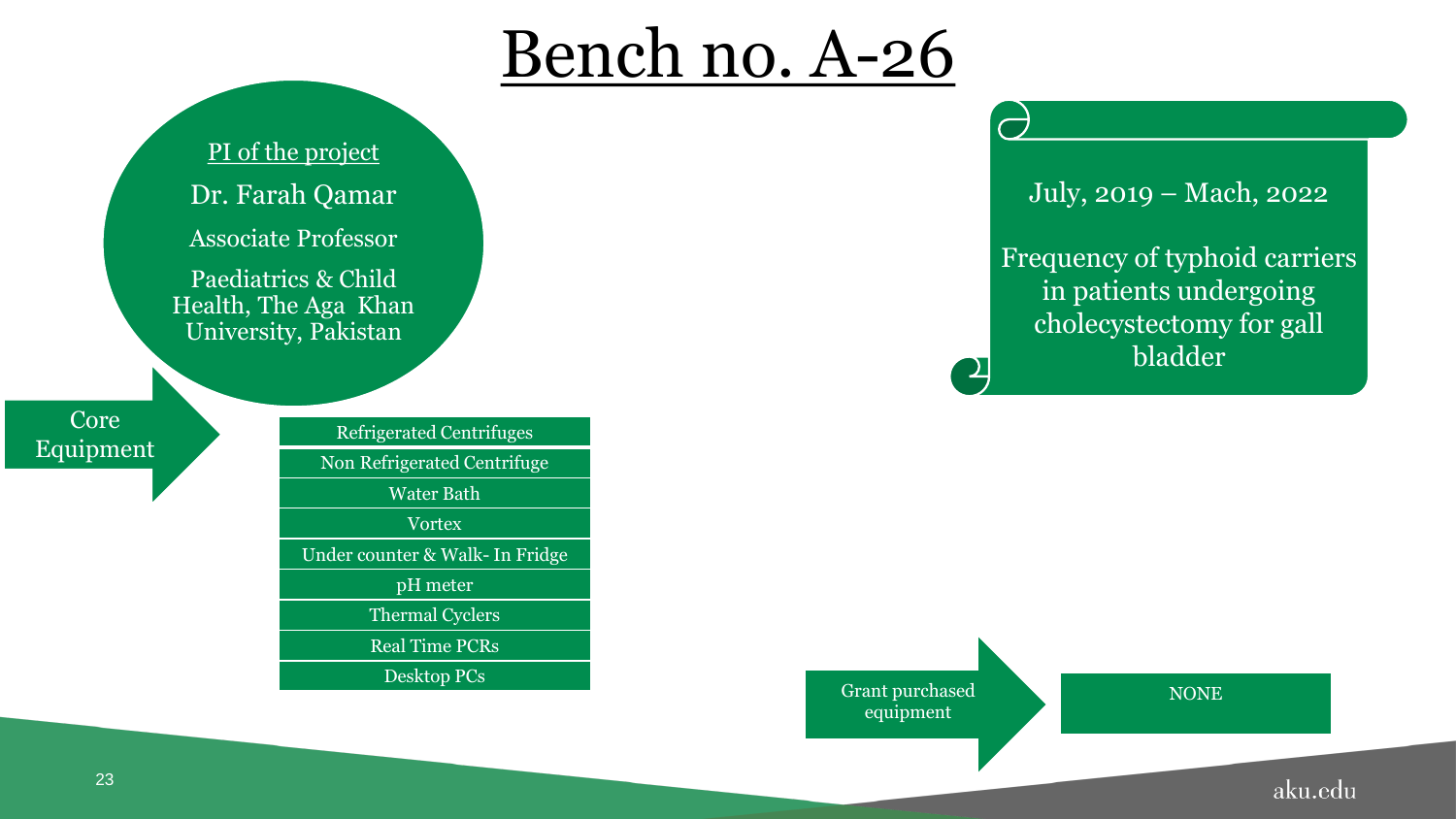# Bench no. A-26

PI of the project

Dr. Farah Qamar

Associate Professor

Paediatrics & Child Health, The Aga Khan University, Pakistan

July, 2019 – Mach, 2022

Frequency of typhoid carriers in patients undergoing cholecystectomy for gall bladder

Core Equipment

- Refrigerated Centrifuges
- Non Refrigerated Centrifuge
- Water Bath
- Vortex
- Under counter & Walk- In Fridge
- pH meter
- Thermal Cyclers
- Real Time PCRs
- Desktop PCs

Grant purchased equipment

NONE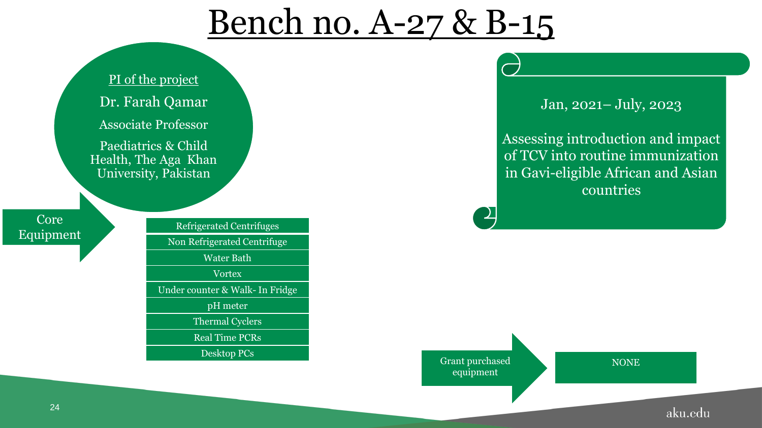# Bench no. A-27 & B-15

PI of the project

Dr. Farah Qamar

Associate Professor

Paediatrics & Child Health, The Aga Khan University, Pakistan

Jan, 2021– July, 2023

Assessing introduction and impact of TCV into routine immunization in Gavi-eligible African and Asian countries

**Core Equipment**

- Refrigerated Centrifuges
- Non Refrigerated Centrifuge
- Water Bath
- Vortex
- Under counter & Walk- In Fridge
- pH meter
- Thermal Cyclers
- Real Time PCRs
- Desktop PCs

**Grant purchased equipment**

NONE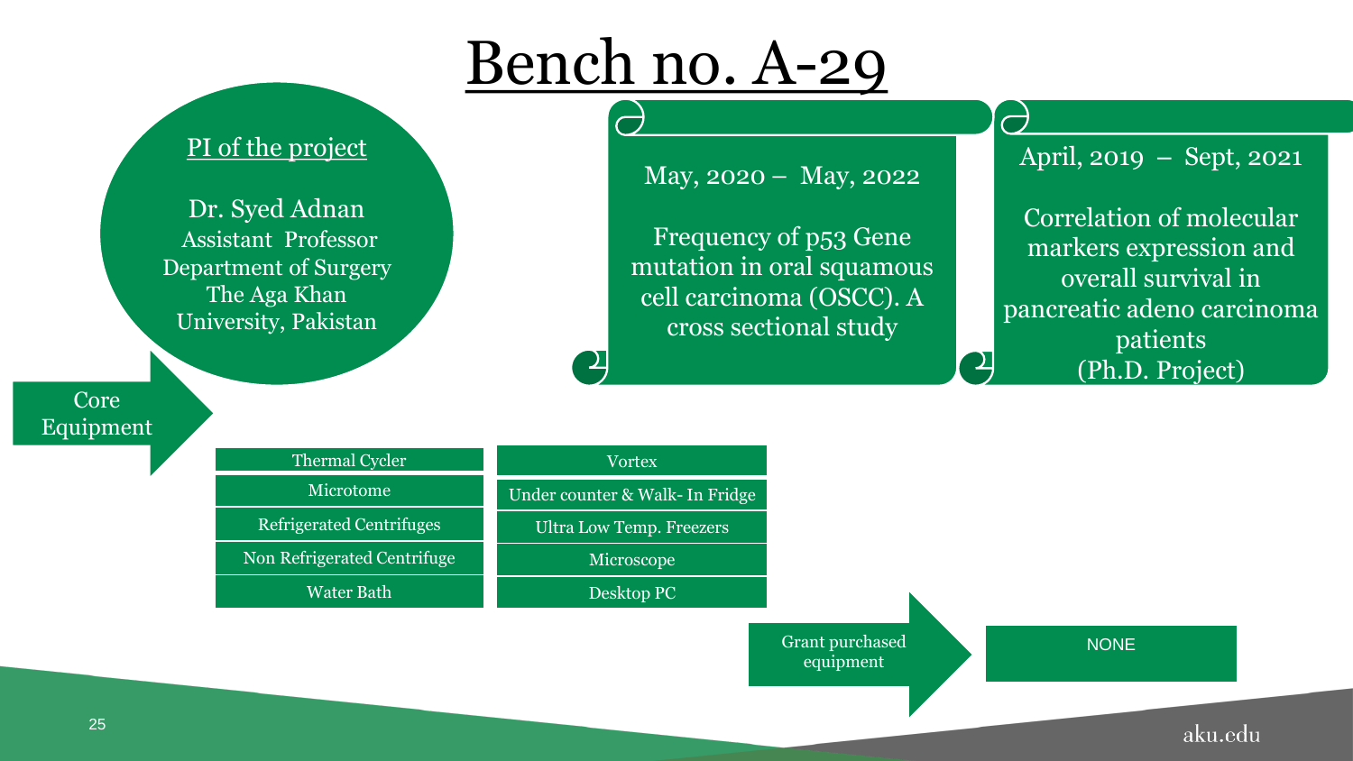# Bench no. A-29

## PI of the project

Dr. Syed Adnan
Assistant Professor
Department of Surgery
The Aga Khan University, Pakistan

May, 2020 – May, 2022

Frequency of p53 Gene mutation in oral squamous cell carcinoma (OSCC). A cross sectional study

April, 2019 – Sept, 2021

Correlation of molecular markers expression and overall survival in pancreatic adeno carcinoma patients
(Ph.D. Project)

## Core Equipment

| | |
|---|---|
| Thermal Cycler | Vortex |
| Microtome | Under counter & Walk- In Fridge |
| Refrigerated Centrifuges | Ultra Low Temp. Freezers |
| Non Refrigerated Centrifuge | Microscope |
| Water Bath | Desktop PC |

## Grant purchased equipment

NONE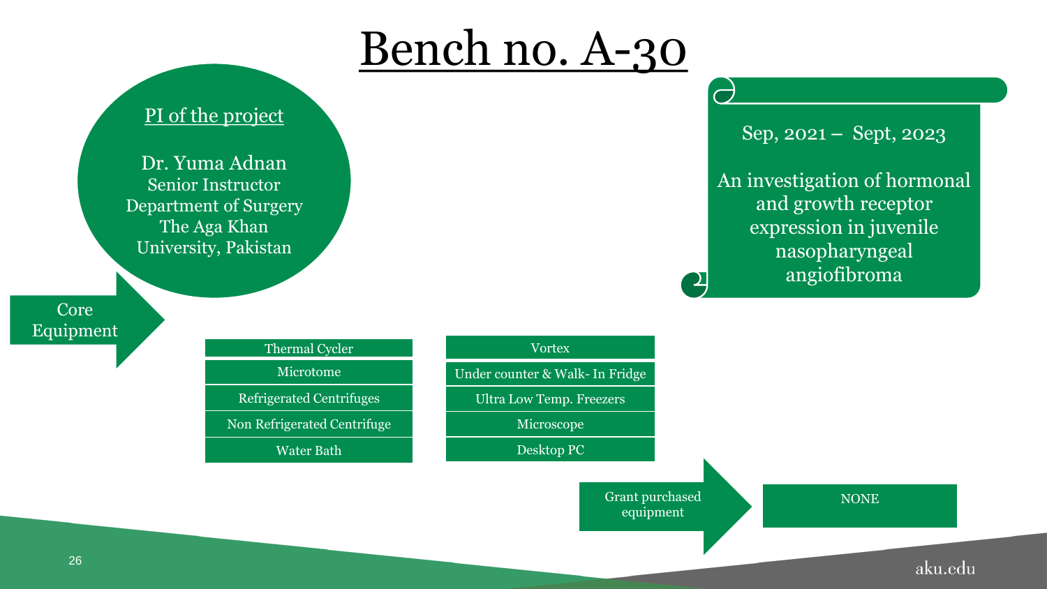# Bench no. A-30

**PI of the project**

Dr. Yuma Adnan
Senior Instructor
Department of Surgery
The Aga Khan University, Pakistan

Sep, 2021 – Sept, 2023

An investigation of hormonal and growth receptor expression in juvenile nasopharyngeal angiofibroma

**Core Equipment**

- Thermal Cycler
- Microtome
- Refrigerated Centrifuges
- Non Refrigerated Centrifuge
- Water Bath
- Vortex
- Under counter & Walk- In Fridge
- Ultra Low Temp. Freezers
- Microscope
- Desktop PC

**Grant purchased equipment**

NONE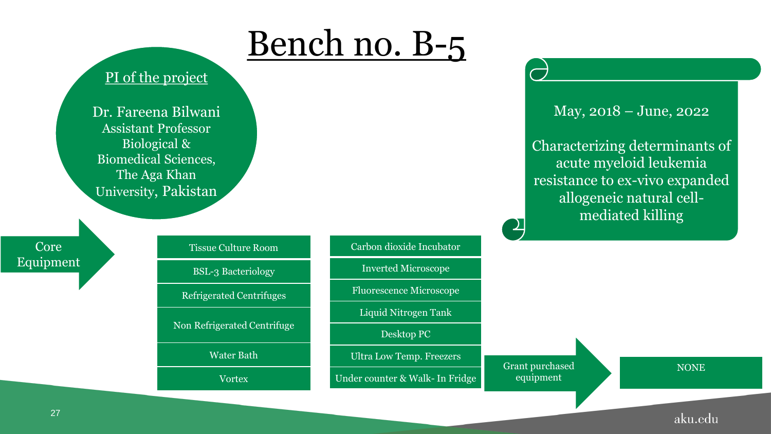# Bench no. B-5

**PI of the project**

Dr. Fareena Bilwani
Assistant Professor
Biological & Biomedical Sciences,
The Aga Khan University, Pakistan

May, 2018 – June, 2022

Characterizing determinants of acute myeloid leukemia resistance to ex-vivo expanded allogeneic natural cell-mediated killing

**Core Equipment**

- Tissue Culture Room
- BSL-3 Bacteriology
- Refrigerated Centrifuges
- Non Refrigerated Centrifuge
- Water Bath
- Vortex
- Carbon dioxide Incubator
- Inverted Microscope
- Fluorescence Microscope
- Liquid Nitrogen Tank
- Desktop PC
- Ultra Low Temp. Freezers
- Under counter & Walk- In Fridge

**Grant purchased equipment**

NONE

aku.edu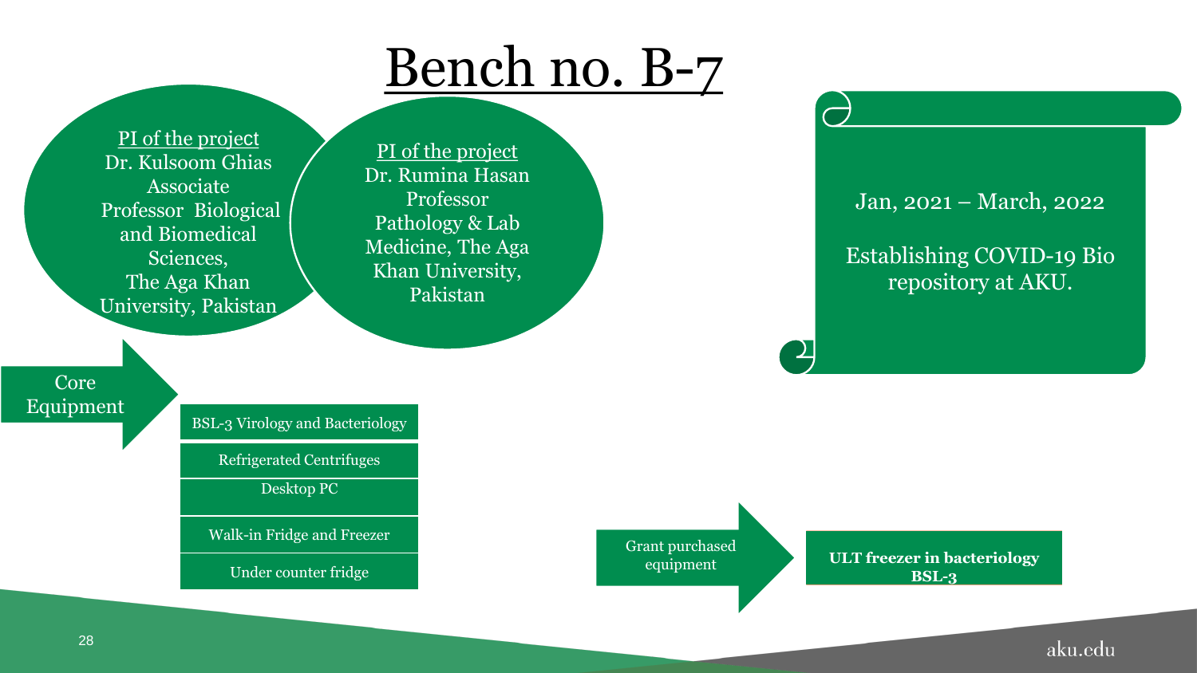# Bench no. B-7

<u>PI of the project</u>
Dr. Kulsoom Ghias
Associate Professor Biological and Biomedical Sciences,
The Aga Khan University, Pakistan

<u>PI of the project</u>
Dr. Rumina Hasan
Professor
Pathology & Lab Medicine, The Aga Khan University, Pakistan

Jan, 2021 – March, 2022

Establishing COVID-19 Bio repository at AKU.

Core Equipment

- BSL-3 Virology and Bacteriology
- Refrigerated Centrifuges
- Desktop PC
- Walk-in Fridge and Freezer
- Under counter fridge

Grant purchased equipment

- **ULT freezer in bacteriology BSL-3**

aku.edu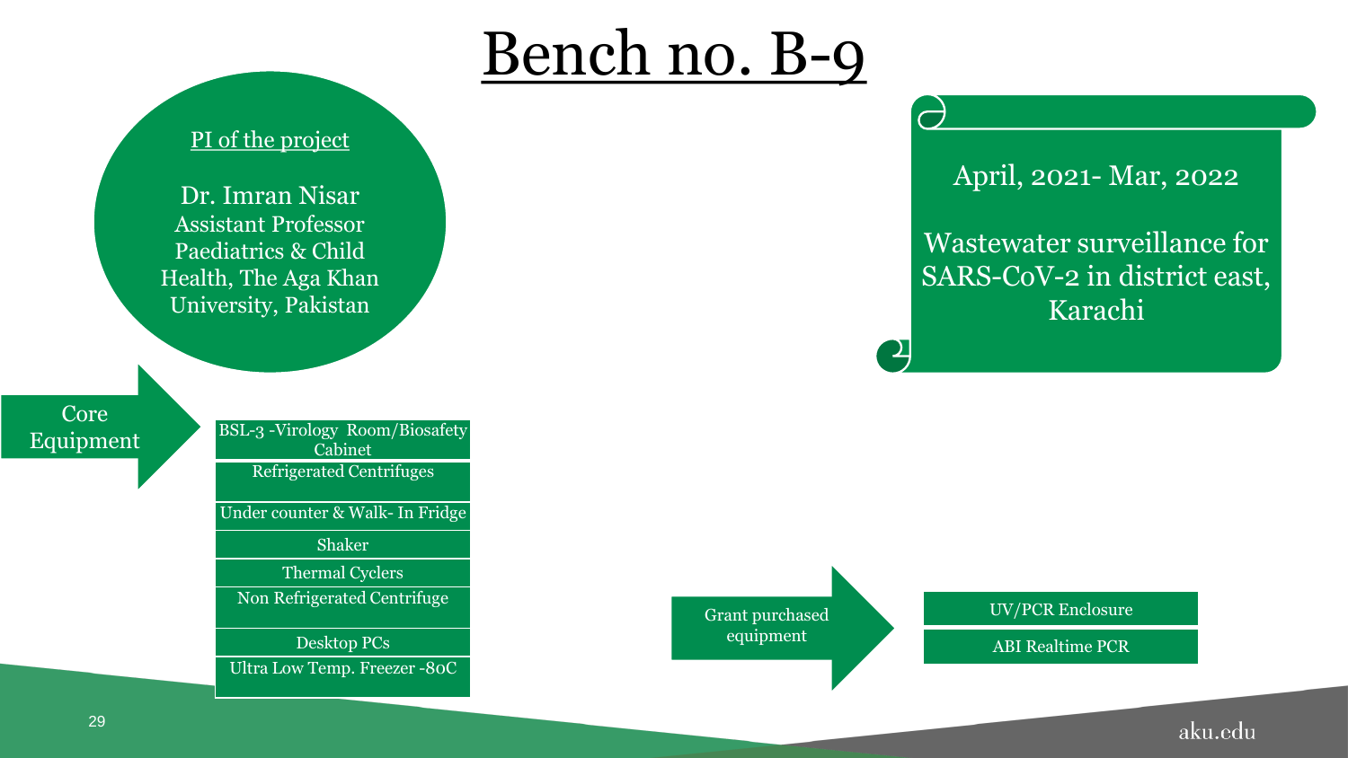# Bench no. B-9

PI of the project

Dr. Imran Nisar
Assistant Professor
Paediatrics & Child Health, The Aga Khan University, Pakistan

April, 2021- Mar, 2022

Wastewater surveillance for SARS-CoV-2 in district east, Karachi

**Core Equipment**

- BSL-3 -Virology Room/Biosafety Cabinet
- Refrigerated Centrifuges
- Under counter & Walk- In Fridge
- Shaker
- Thermal Cyclers
- Non Refrigerated Centrifuge
- Desktop PCs
- Ultra Low Temp. Freezer -80C

**Grant purchased equipment**

- UV/PCR Enclosure
- ABI Realtime PCR

aku.edu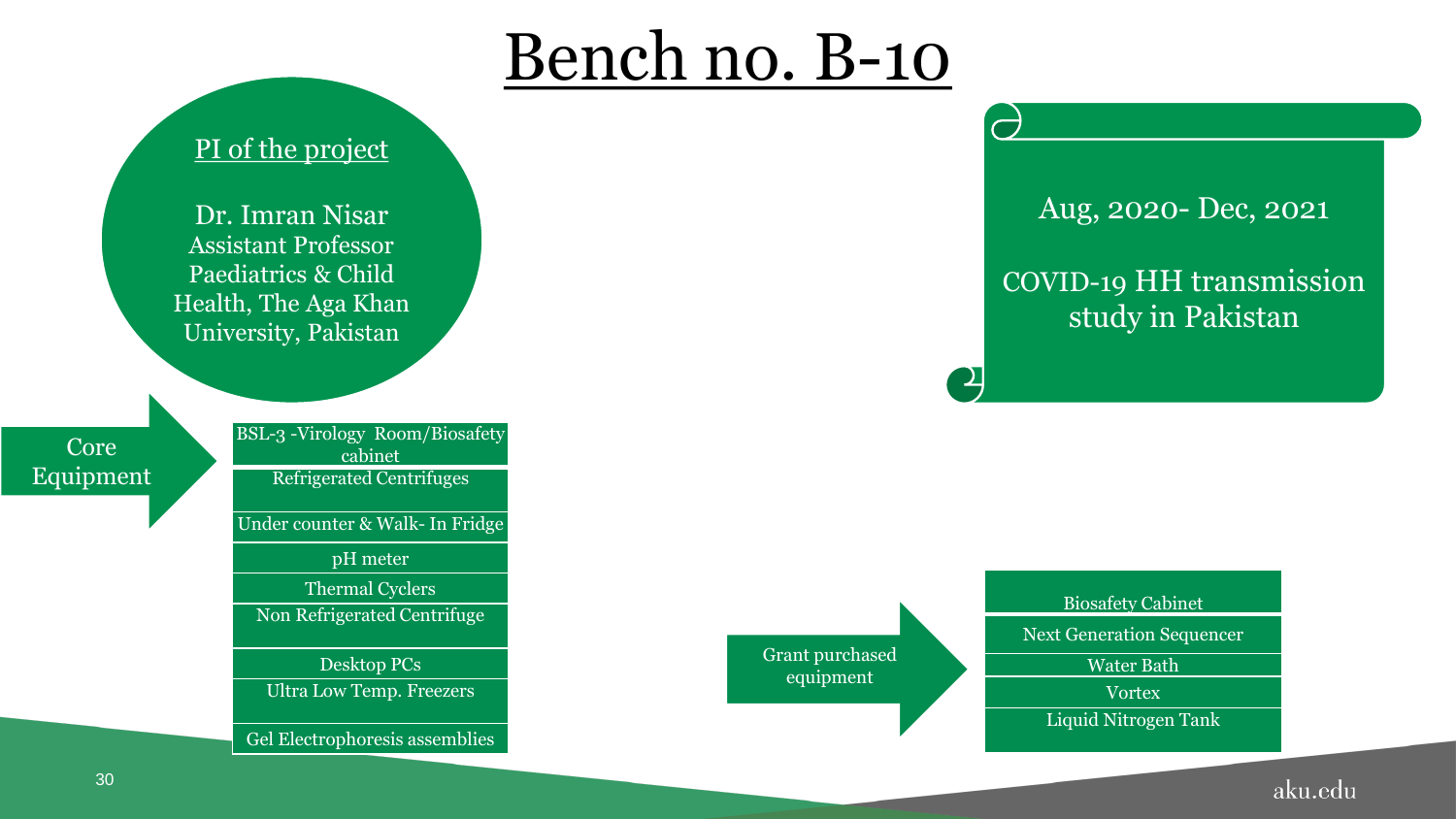# Bench no. B-10

## PI of the project

Dr. Imran Nisar
Assistant Professor
Paediatrics & Child Health, The Aga Khan University, Pakistan

Aug, 2020- Dec, 2021

COVID-19 HH transmission study in Pakistan

**Core Equipment**

- BSL-3 -Virology Room/Biosafety cabinet
- Refrigerated Centrifuges
- Under counter & Walk- In Fridge
- pH meter
- Thermal Cyclers
- Non Refrigerated Centrifuge
- Desktop PCs
- Ultra Low Temp. Freezers
- Gel Electrophoresis assemblies

**Grant purchased equipment**

- Biosafety Cabinet
- Next Generation Sequencer
- Water Bath
- Vortex
- Liquid Nitrogen Tank

aku.edu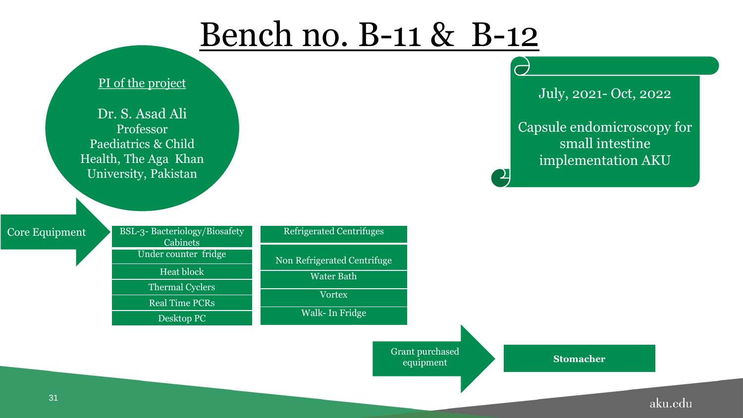# Bench no. B-11 & B-12

**PI of the project**

Dr. S. Asad Ali
Professor
Paediatrics & Child Health, The Aga Khan University, Pakistan

July, 2021- Oct, 2022

Capsule endomicroscopy for small intestine implementation AKU

## Core Equipment

| | |
|---|---|
| BSL-3- Bacteriology/Biosafety Cabinets | Refrigerated Centrifuges |
| Under counter fridge | Non Refrigerated Centrifuge |
| Heat block | Water Bath |
| Thermal Cyclers | Vortex |
| Real Time PCRs | Walk- In Fridge |
| Desktop PC | |

## Grant purchased equipment

**Stomacher**

aku.edu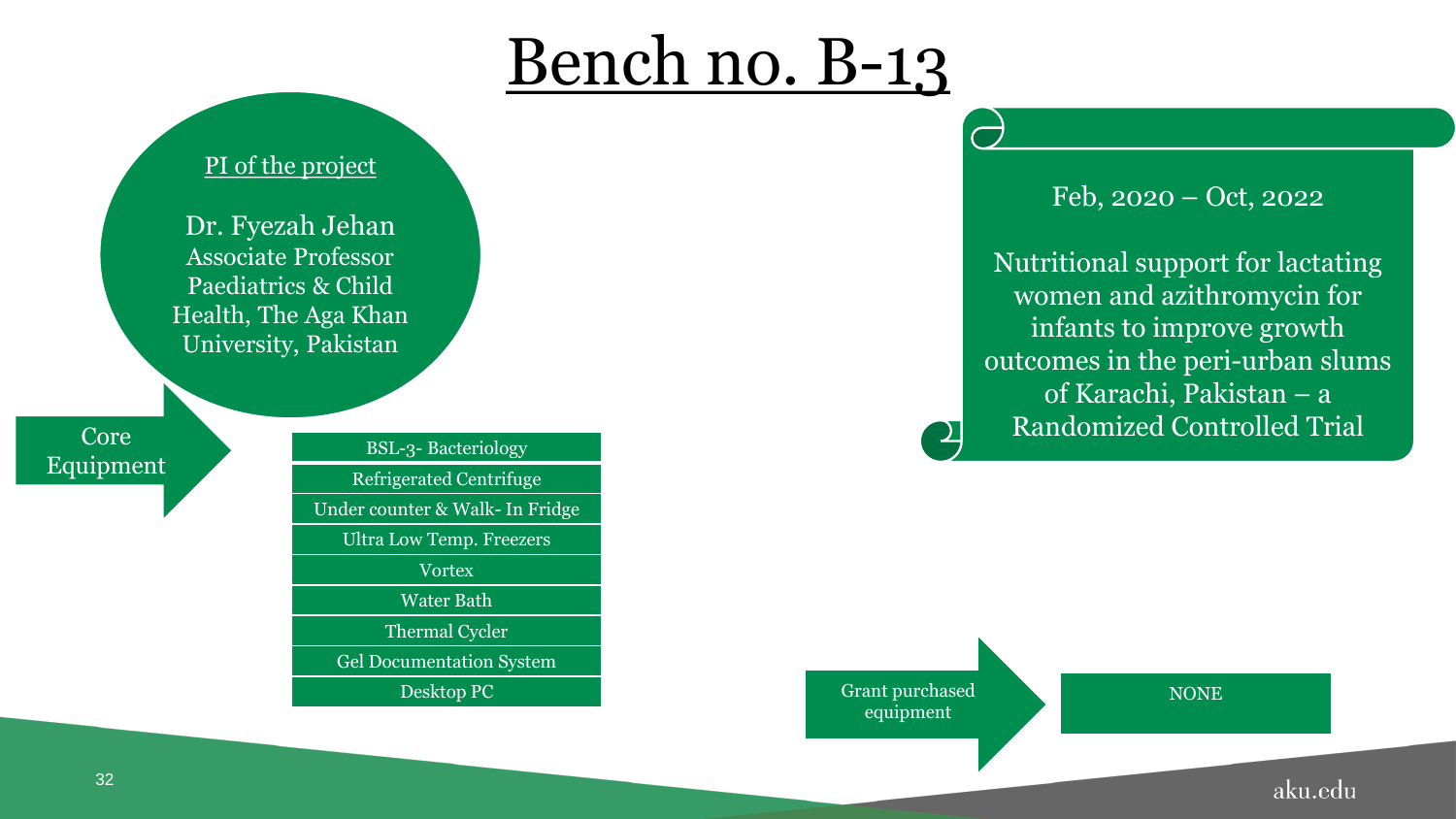# Bench no. B-13

PI of the project

Dr. Fyezah Jehan
Associate Professor
Paediatrics & Child Health, The Aga Khan University, Pakistan

Feb, 2020 – Oct, 2022

Nutritional support for lactating women and azithromycin for infants to improve growth outcomes in the peri-urban slums of Karachi, Pakistan – a Randomized Controlled Trial

**Core Equipment**

- BSL-3- Bacteriology
- Refrigerated Centrifuge
- Under counter & Walk- In Fridge
- Ultra Low Temp. Freezers
- Vortex
- Water Bath
- Thermal Cycler
- Gel Documentation System
- Desktop PC

**Grant purchased equipment**

- NONE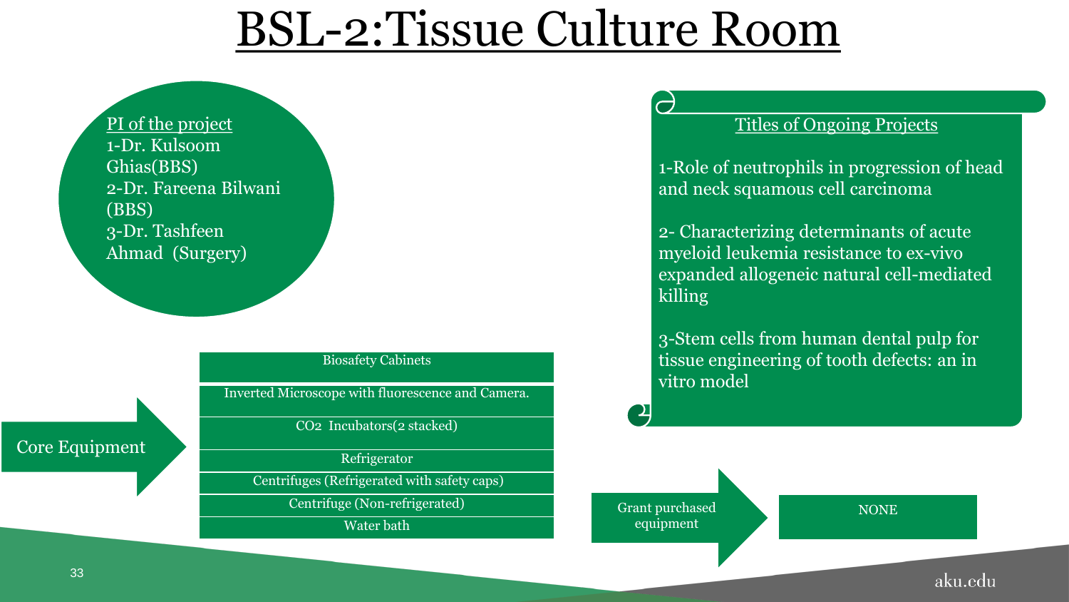# BSL-2:Tissue Culture Room

PI of the project

1-Dr. Kulsoom Ghias(BBS)
2-Dr. Fareena Bilwani (BBS)
3-Dr. Tashfeen Ahmad (Surgery)

Titles of Ongoing Projects

1-Role of neutrophils in progression of head and neck squamous cell carcinoma

2- Characterizing determinants of acute myeloid leukemia resistance to ex-vivo expanded allogeneic natural cell-mediated killing

3-Stem cells from human dental pulp for tissue engineering of tooth defects: an in vitro model

Core Equipment

- Biosafety Cabinets
- Inverted Microscope with fluorescence and Camera.
- $CO_2$ Incubators(2 stacked)
- Refrigerator
- Centrifuges (Refrigerated with safety caps)
- Centrifuge (Non-refrigerated)
- Water bath

Grant purchased equipment → NONE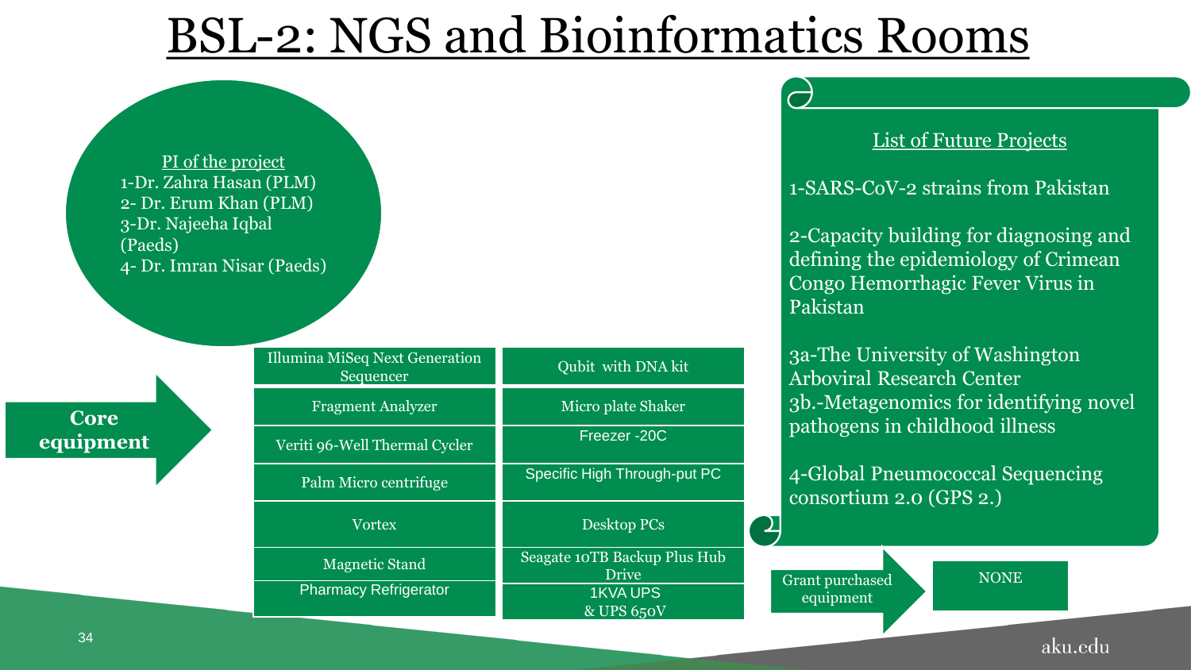# BSL-2: NGS and Bioinformatics Rooms

PI of the project
1-Dr. Zahra Hasan (PLM)
2- Dr. Erum Khan (PLM)
3-Dr. Najeeha Iqbal (Paeds)
4- Dr. Imran Nisar (Paeds)

**Core equipment**

| | |
|---|---|
| Illumina MiSeq Next Generation Sequencer | Qubit with DNA kit |
| Fragment Analyzer | Micro plate Shaker |
| Veriti 96-Well Thermal Cycler | Freezer -20C |
| Palm Micro centrifuge | Specific High Through-put PC |
| Vortex | Desktop PCs |
| Magnetic Stand | Seagate 10TB Backup Plus Hub Drive |
| Pharmacy Refrigerator | 1KVA UPS & UPS 650V |

List of Future Projects

1-SARS-CoV-2 strains from Pakistan

2-Capacity building for diagnosing and defining the epidemiology of Crimean Congo Hemorrhagic Fever Virus in Pakistan

3a-The University of Washington Arboviral Research Center
3b.-Metagenomics for identifying novel pathogens in childhood illness

4-Global Pneumococcal Sequencing consortium 2.0 (GPS 2.)

Grant purchased equipment: NONE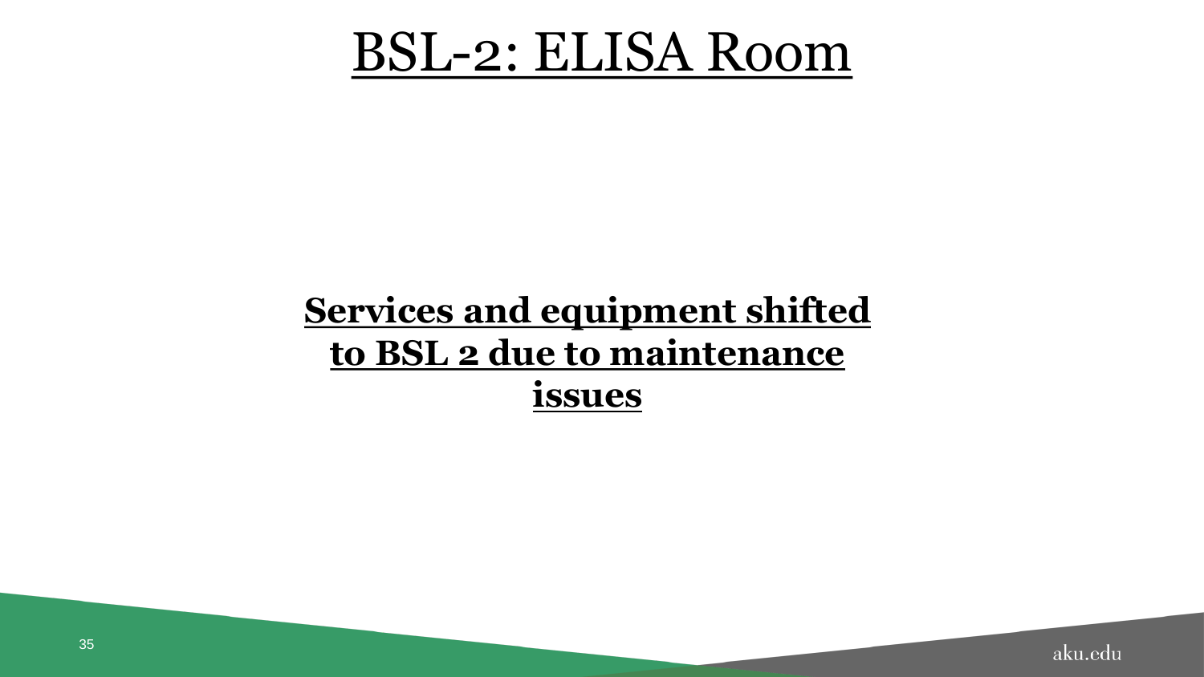# BSL-2: ELISA Room

**Services and equipment shifted to BSL 2 due to maintenance issues**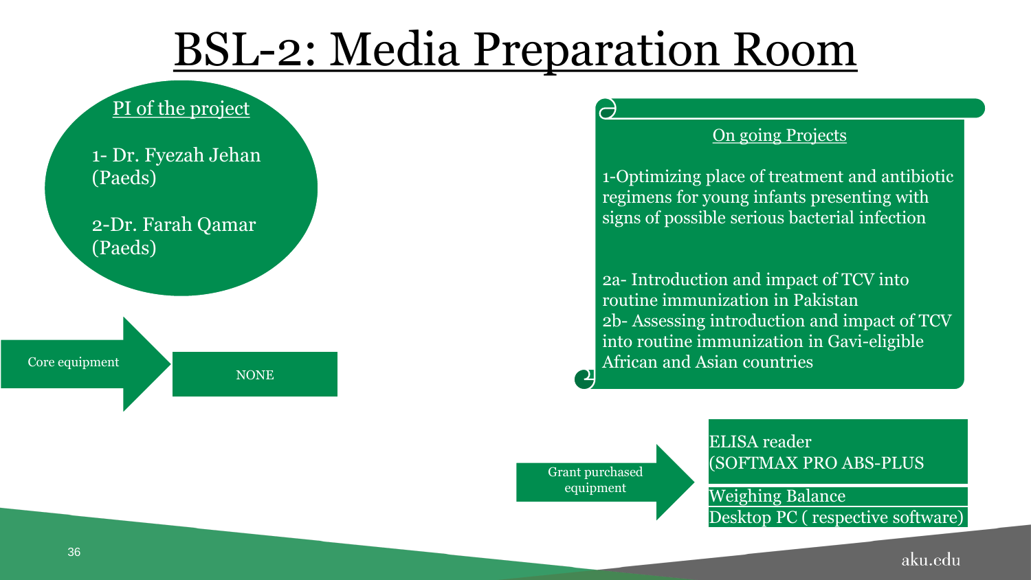# BSL-2: Media Preparation Room

**PI of the project**

1- Dr. Fyezah Jehan (Paeds)

2-Dr. Farah Qamar (Paeds)

**On going Projects**

1-Optimizing place of treatment and antibiotic regimens for young infants presenting with signs of possible serious bacterial infection

2a- Introduction and impact of TCV into routine immunization in Pakistan
2b- Assessing introduction and impact of TCV into routine immunization in Gavi-eligible African and Asian countries

Core equipment → NONE

Grant purchased equipment →

- ELISA reader (SOFTMAX PRO ABS-PLUS
- Weighing Balance
- Desktop PC ( respective software)

aku.edu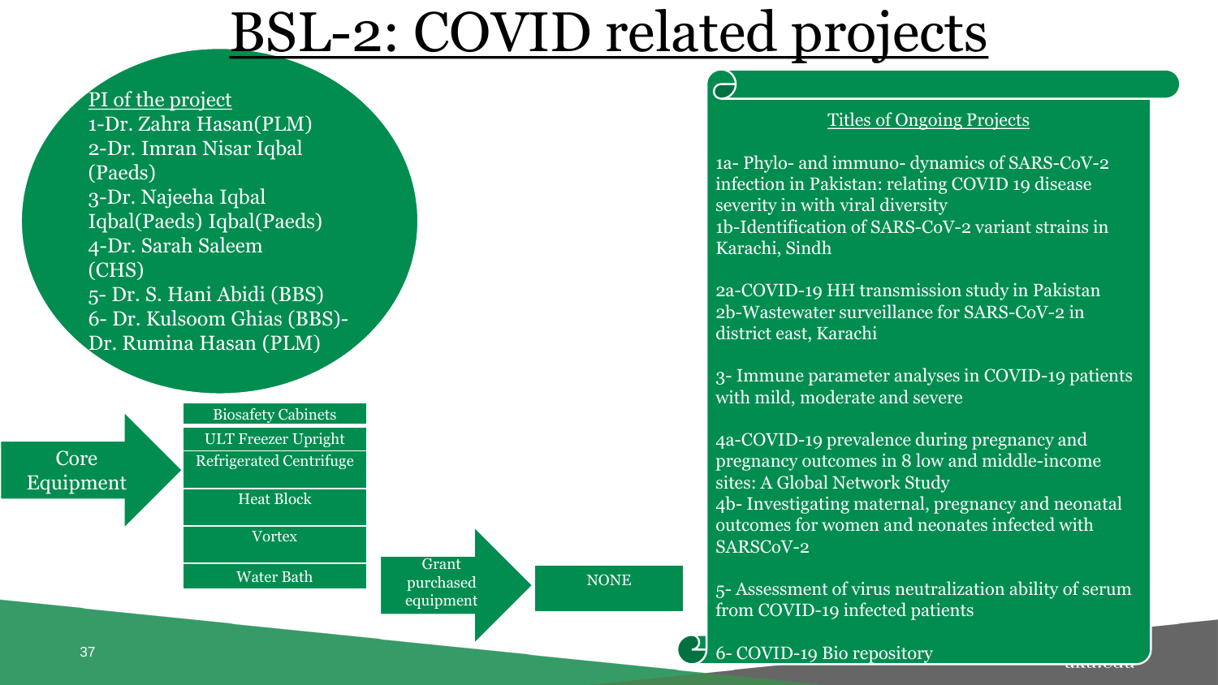# BSL-2: COVID related projects

PI of the project

1-Dr. Zahra Hasan(PLM)
2-Dr. Imran Nisar Iqbal (Paeds)
3-Dr. Najeeha Iqbal Iqbal(Paeds) Iqbal(Paeds)
4-Dr. Sarah Saleem (CHS)
5- Dr. S. Hani Abidi (BBS)
6- Dr. Kulsoom Ghias (BBS)-Dr. Rumina Hasan (PLM)

Core Equipment

- Biosafety Cabinets
- ULT Freezer Upright
- Refrigerated Centrifuge
- Heat Block
- Vortex
- Water Bath

Grant purchased equipment → NONE

Titles of Ongoing Projects

1a- Phylo- and immuno- dynamics of SARS-CoV-2 infection in Pakistan: relating COVID 19 disease severity in with viral diversity
1b-Identification of SARS-CoV-2 variant strains in Karachi, Sindh

2a-COVID-19 HH transmission study in Pakistan
2b-Wastewater surveillance for SARS-CoV-2 in district east, Karachi

3- Immune parameter analyses in COVID-19 patients with mild, moderate and severe

4a-COVID-19 prevalence during pregnancy and pregnancy outcomes in 8 low and middle-income sites: A Global Network Study
4b- Investigating maternal, pregnancy and neonatal outcomes for women and neonates infected with SARSCoV-2

5- Assessment of virus neutralization ability of serum from COVID-19 infected patients

6- COVID-19 Bio repository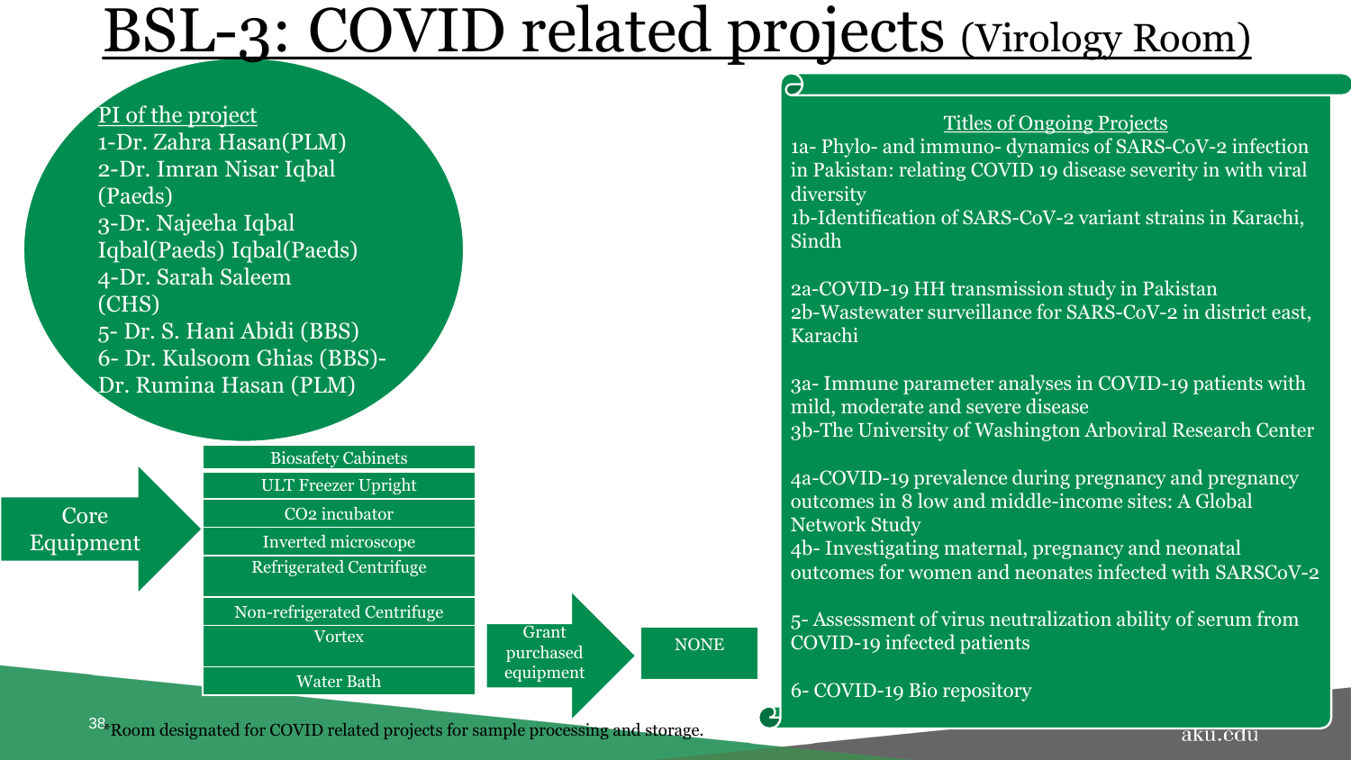# BSL-3: COVID related projects (Virology Room)

PI of the project

1-Dr. Zahra Hasan(PLM)
2-Dr. Imran Nisar Iqbal (Paeds)
3-Dr. Najeeha Iqbal Iqbal(Paeds) Iqbal(Paeds)
4-Dr. Sarah Saleem (CHS)
5- Dr. S. Hani Abidi (BBS)
6- Dr. Kulsoom Ghias (BBS)- Dr. Rumina Hasan (PLM)

Core Equipment

- Biosafety Cabinets
- ULT Freezer Upright
- $CO_2$ incubator
- Inverted microscope
- Refrigerated Centrifuge
- Non-refrigerated Centrifuge
- Vortex
- Water Bath

Grant purchased equipment: NONE

Titles of Ongoing Projects

1a- Phylo- and immuno- dynamics of SARS-CoV-2 infection in Pakistan: relating COVID 19 disease severity in with viral diversity
1b-Identification of SARS-CoV-2 variant strains in Karachi, Sindh

2a-COVID-19 HH transmission study in Pakistan
2b-Wastewater surveillance for SARS-CoV-2 in district east, Karachi

3a- Immune parameter analyses in COVID-19 patients with mild, moderate and severe disease
3b-The University of Washington Arboviral Research Center

4a-COVID-19 prevalence during pregnancy and pregnancy outcomes in 8 low and middle-income sites: A Global Network Study
4b- Investigating maternal, pregnancy and neonatal outcomes for women and neonates infected with SARSCoV-2

5- Assessment of virus neutralization ability of serum from COVID-19 infected patients

6- COVID-19 Bio repository

*Room designated for COVID related projects for sample processing and storage.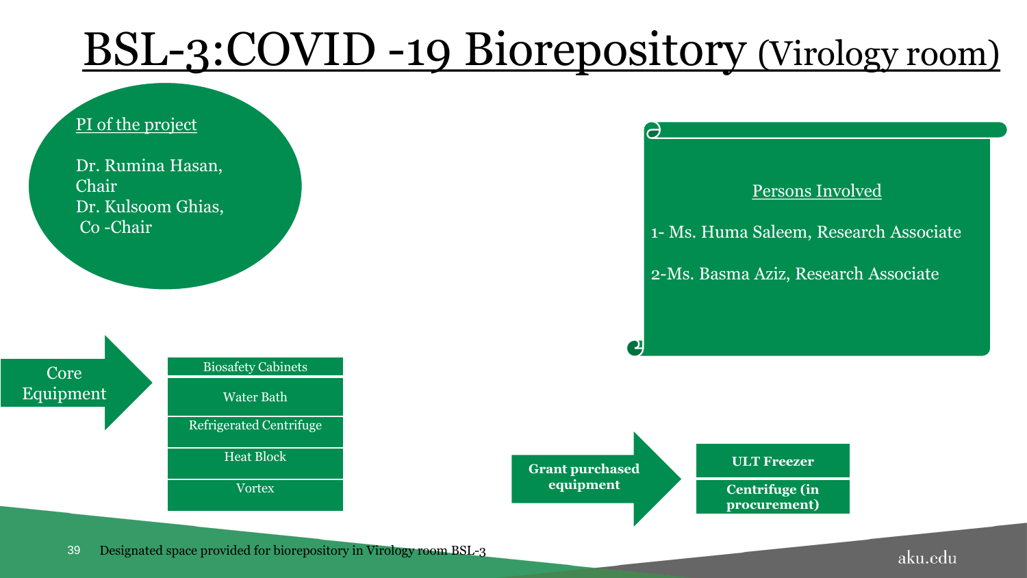# BSL-3:COVID -19 Biorepository (Virology room)

**PI of the project**

Dr. Rumina Hasan, Chair
Dr. Kulsoom Ghias, Co -Chair

**Persons Involved**

1- Ms. Huma Saleem, Research Associate

2-Ms. Basma Aziz, Research Associate

**Core Equipment**

- Biosafety Cabinets
- Water Bath
- Refrigerated Centrifuge
- Heat Block
- Vortex

**Grant purchased equipment**

- **ULT Freezer**
- **Centrifuge (in procurement)**

Designated space provided for biorepository in Virology room BSL-3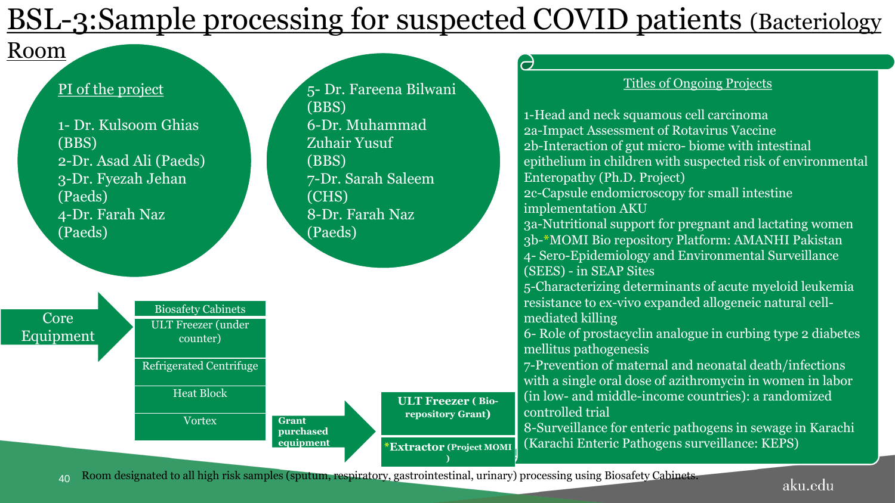# BSL-3:Sample processing for suspected COVID patients (Bacteriology Room

**PI of the project**

1- Dr. Kulsoom Ghias (BBS)
2-Dr. Asad Ali (Paeds)
3-Dr. Fyezah Jehan (Paeds)
4-Dr. Farah Naz (Paeds)
5- Dr. Fareena Bilwani (BBS)
6-Dr. Muhammad Zuhair Yusuf (BBS)
7-Dr. Sarah Saleem (CHS)
8-Dr. Farah Naz (Paeds)

**Titles of Ongoing Projects**

1-Head and neck squamous cell carcinoma
2a-Impact Assessment of Rotavirus Vaccine
2b-Interaction of gut micro- biome with intestinal epithelium in children with suspected risk of environmental Enteropathy (Ph.D. Project)
2c-Capsule endomicroscopy for small intestine implementation AKU
3a-Nutritional support for pregnant and lactating women
3b-*MOMI Bio repository Platform: AMANHI Pakistan
4- Sero-Epidemiology and Environmental Surveillance (SEES) - in SEAP Sites
5-Characterizing determinants of acute myeloid leukemia resistance to ex-vivo expanded allogeneic natural cell-mediated killing
6- Role of prostacyclin analogue in curbing type 2 diabetes mellitus pathogenesis
7-Prevention of maternal and neonatal death/infections with a single oral dose of azithromycin in women in labor (in low- and middle-income countries): a randomized controlled trial
8-Surveillance for enteric pathogens in sewage in Karachi (Karachi Enteric Pathogens surveillance: KEPS)

**Core Equipment**

- Biosafety Cabinets
- ULT Freezer (under counter)
- Refrigerated Centrifuge
- Heat Block
- Vortex

**Grant purchased equipment**

- **ULT Freezer ( Bio-repository Grant)**
- ***Extractor (Project MOMI )**

Room designated to all high risk samples (sputum, respiratory, gastrointestinal, urinary) processing using Biosafety Cabinets.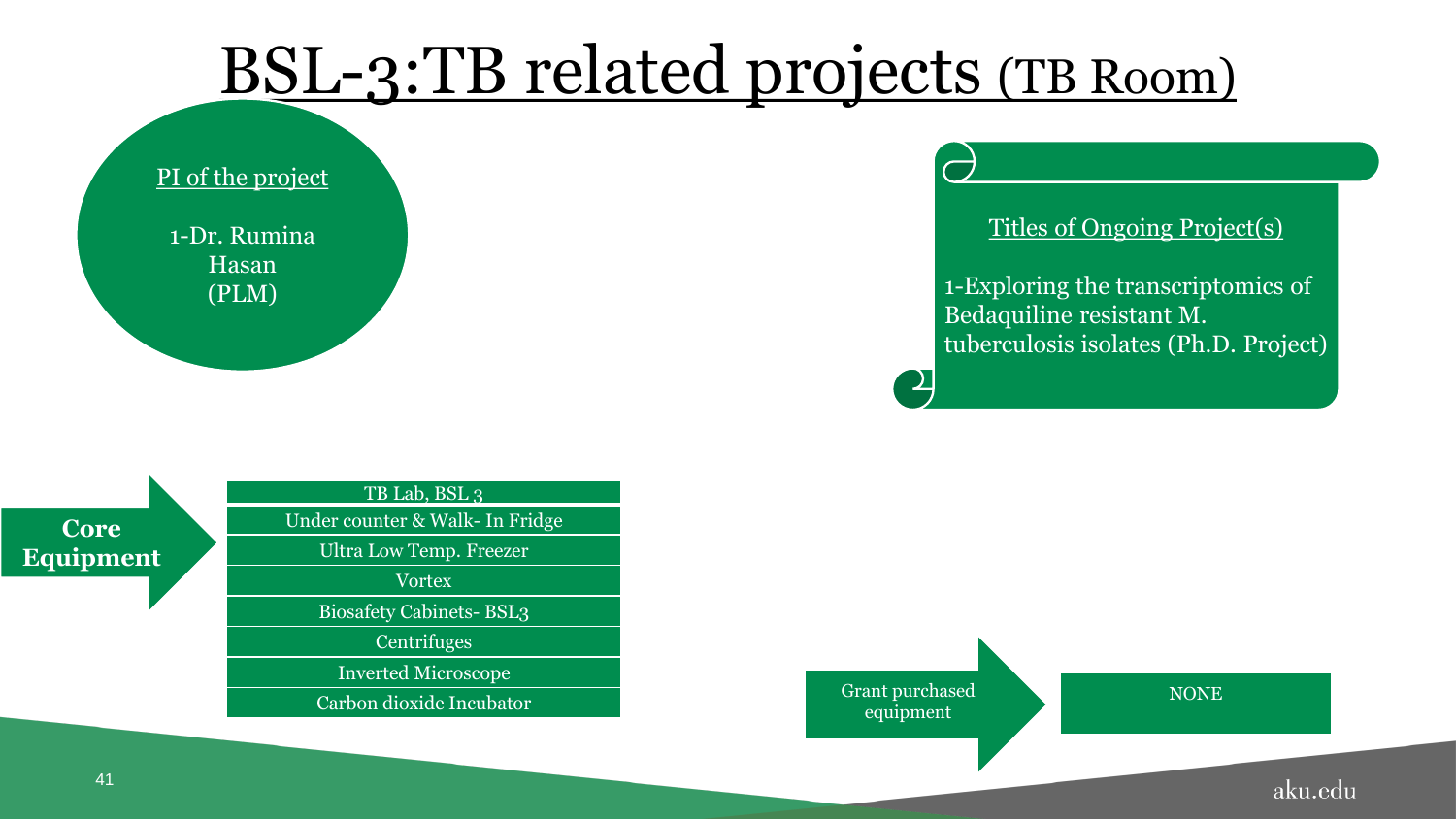# BSL-3:TB related projects (TB Room)

**PI of the project**

1-Dr. Rumina Hasan (PLM)

**Titles of Ongoing Project(s)**

1-Exploring the transcriptomics of Bedaquiline resistant M. tuberculosis isolates (Ph.D. Project)

**Core Equipment**

- TB Lab, BSL 3
- Under counter & Walk- In Fridge
- Ultra Low Temp. Freezer
- Vortex
- Biosafety Cabinets- BSL3
- Centrifuges
- Inverted Microscope
- Carbon dioxide Incubator

**Grant purchased equipment**

NONE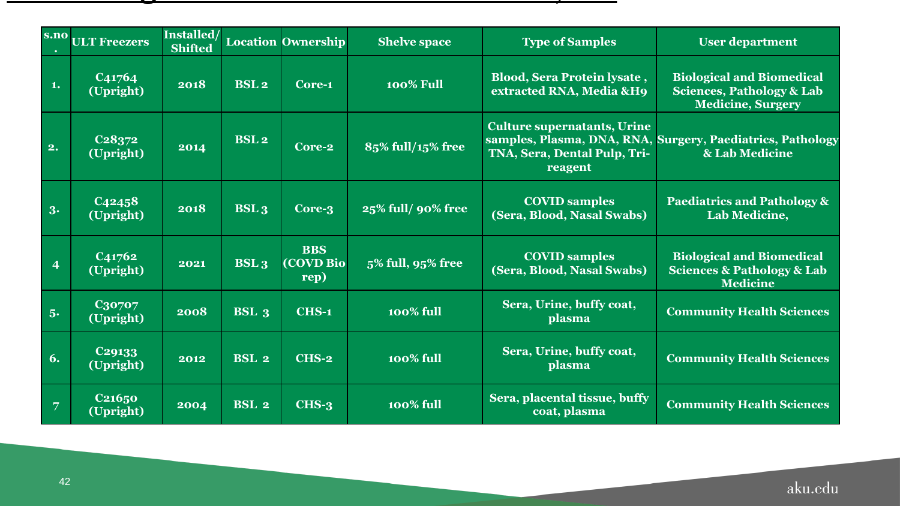| s.no. | ULT Freezers | Installed/ Shifted | Location | Ownership | Shelve space | Type of Samples | User department |
|---|---|---|---|---|---|---|---|
| 1. | C41764 (Upright) | 2018 | BSL 2 | Core-1 | 100% Full | Blood, Sera Protein lysate , extracted RNA, Media &H9 | Biological and Biomedical Sciences, Pathology & Lab Medicine, Surgery |
| 2. | C28372 (Upright) | 2014 | BSL 2 | Core-2 | 85% full/15% free | Culture supernatants, Urine samples, Plasma, DNA, RNA, TNA, Sera, Dental Pulp, Tri-reagent | Surgery, Paediatrics, Pathology & Lab Medicine |
| 3. | C42458 (Upright) | 2018 | BSL 3 | Core-3 | 25% full/ 90% free | COVID samples (Sera, Blood, Nasal Swabs) | Paediatrics and Pathology & Lab Medicine, |
| 4 | C41762 (Upright) | 2021 | BSL 3 | BBS (COVD Bio rep) | 5% full, 95% free | COVID samples (Sera, Blood, Nasal Swabs) | Biological and Biomedical Sciences & Pathology & Lab Medicine |
| 5. | C30707 (Upright) | 2008 | BSL 3 | CHS-1 | 100% full | Sera, Urine, buffy coat, plasma | Community Health Sciences |
| 6. | C29133 (Upright) | 2012 | BSL 2 | CHS-2 | 100% full | Sera, Urine, buffy coat, plasma | Community Health Sciences |
| 7 | C21650 (Upright) | 2004 | BSL 2 | CHS-3 | 100% full | Sera, placental tissue, buffy coat, plasma | Community Health Sciences |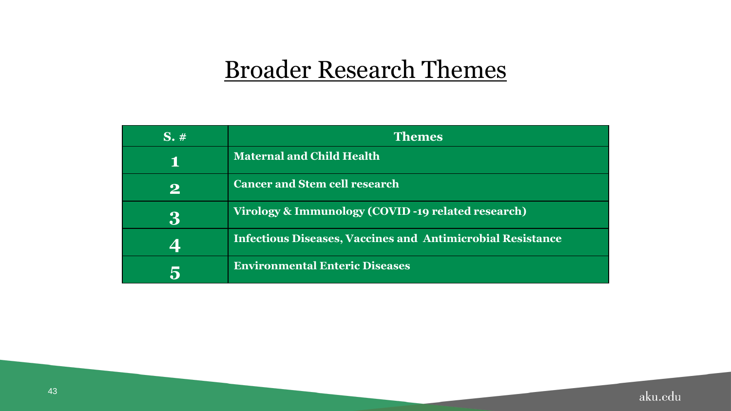# Broader Research Themes

| S. # | Themes |
|---|---|
| **1** | **Maternal and Child Health** |
| **2** | **Cancer and Stem cell research** |
| **3** | **Virology & Immunology (COVID -19 related research)** |
| **4** | **Infectious Diseases, Vaccines and Antimicrobial Resistance** |
| **5** | **Environmental Enteric Diseases** |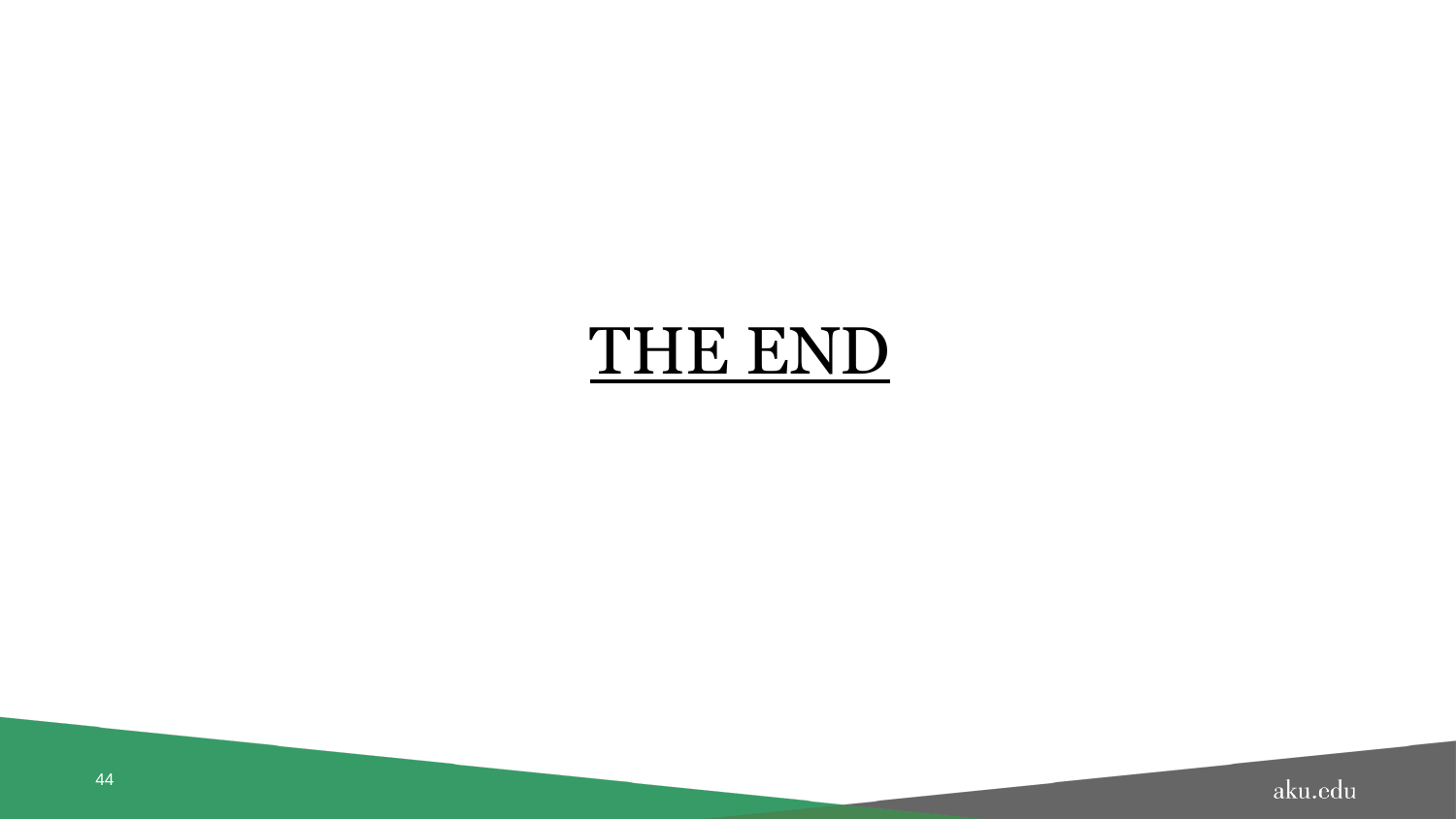# THE END